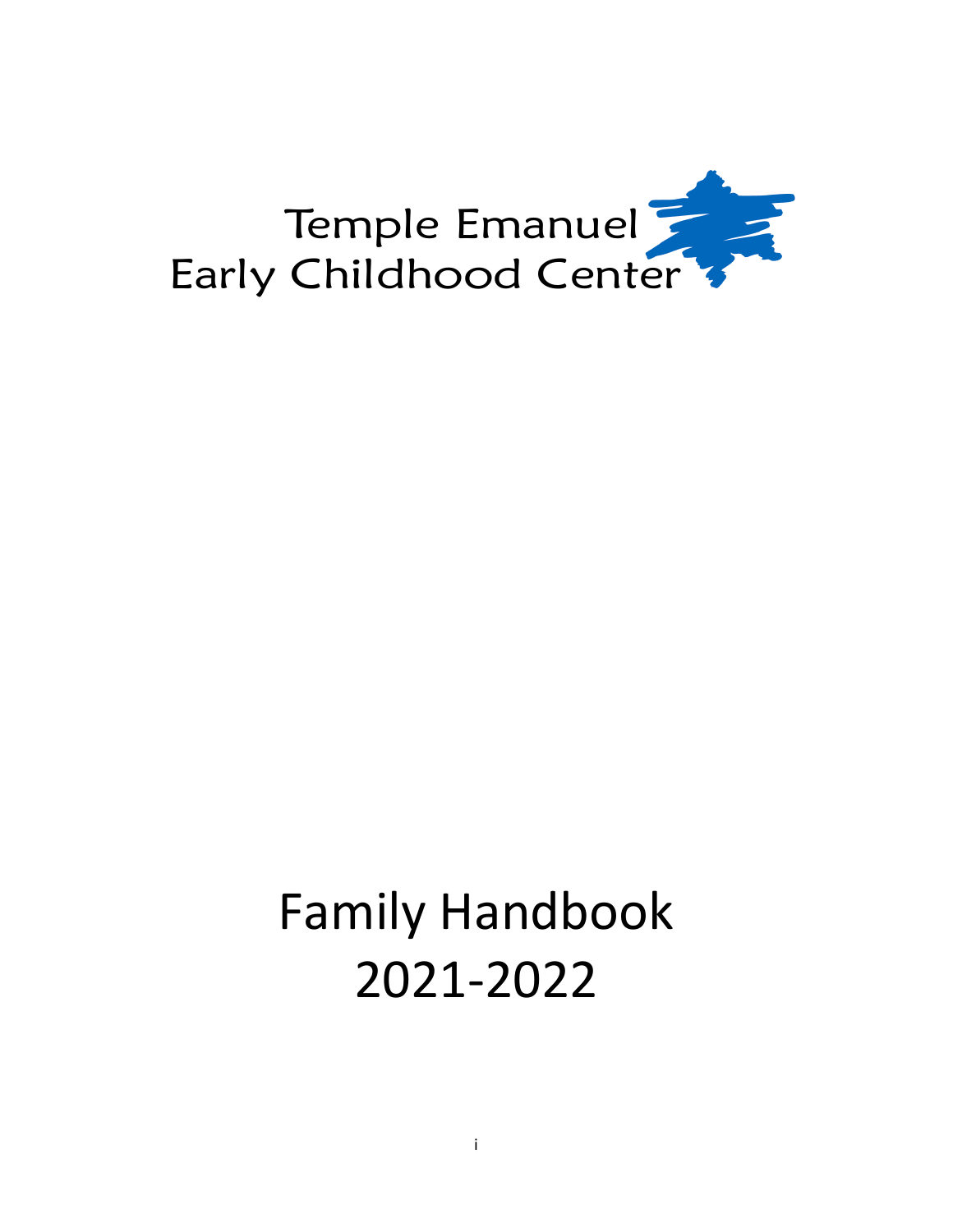Temple Emanuel
Early Childhood Center

# Family Handbook 2021-2022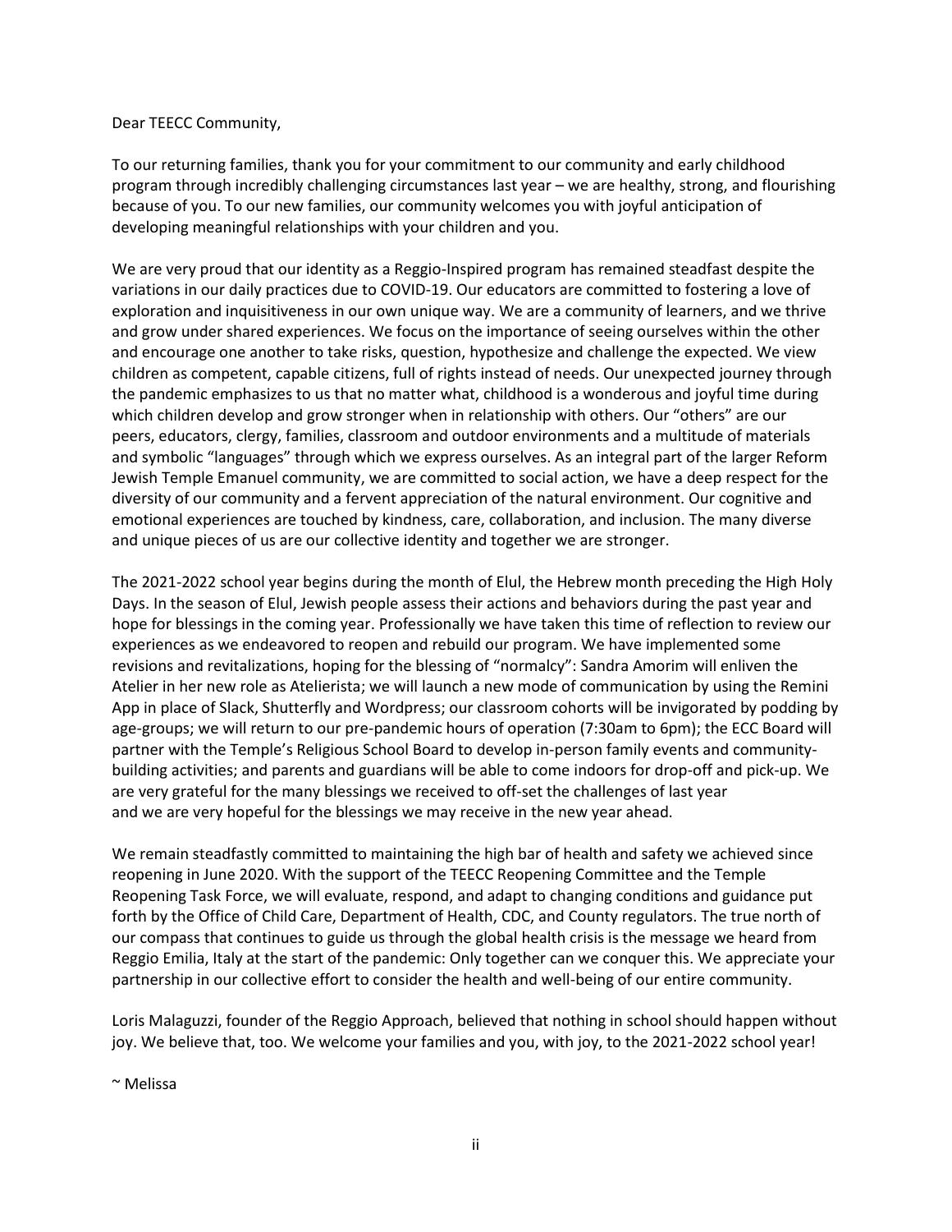Dear TEECC Community,

To our returning families, thank you for your commitment to our community and early childhood program through incredibly challenging circumstances last year – we are healthy, strong, and flourishing because of you. To our new families, our community welcomes you with joyful anticipation of developing meaningful relationships with your children and you.

We are very proud that our identity as a Reggio-Inspired program has remained steadfast despite the variations in our daily practices due to COVID-19. Our educators are committed to fostering a love of exploration and inquisitiveness in our own unique way. We are a community of learners, and we thrive and grow under shared experiences. We focus on the importance of seeing ourselves within the other and encourage one another to take risks, question, hypothesize and challenge the expected. We view children as competent, capable citizens, full of rights instead of needs. Our unexpected journey through the pandemic emphasizes to us that no matter what, childhood is a wonderous and joyful time during which children develop and grow stronger when in relationship with others. Our "others" are our peers, educators, clergy, families, classroom and outdoor environments and a multitude of materials and symbolic "languages" through which we express ourselves. As an integral part of the larger Reform Jewish Temple Emanuel community, we are committed to social action, we have a deep respect for the diversity of our community and a fervent appreciation of the natural environment. Our cognitive and emotional experiences are touched by kindness, care, collaboration, and inclusion. The many diverse and unique pieces of us are our collective identity and together we are stronger.

The 2021-2022 school year begins during the month of Elul, the Hebrew month preceding the High Holy Days. In the season of Elul, Jewish people assess their actions and behaviors during the past year and hope for blessings in the coming year. Professionally we have taken this time of reflection to review our experiences as we endeavored to reopen and rebuild our program. We have implemented some revisions and revitalizations, hoping for the blessing of "normalcy": Sandra Amorim will enliven the Atelier in her new role as Atelierista; we will launch a new mode of communication by using the Remini App in place of Slack, Shutterfly and Wordpress; our classroom cohorts will be invigorated by podding by age-groups; we will return to our pre-pandemic hours of operation (7:30am to 6pm); the ECC Board will partner with the Temple's Religious School Board to develop in-person family events and community-building activities; and parents and guardians will be able to come indoors for drop-off and pick-up. We are very grateful for the many blessings we received to off-set the challenges of last year and we are very hopeful for the blessings we may receive in the new year ahead.

We remain steadfastly committed to maintaining the high bar of health and safety we achieved since reopening in June 2020. With the support of the TEECC Reopening Committee and the Temple Reopening Task Force, we will evaluate, respond, and adapt to changing conditions and guidance put forth by the Office of Child Care, Department of Health, CDC, and County regulators. The true north of our compass that continues to guide us through the global health crisis is the message we heard from Reggio Emilia, Italy at the start of the pandemic: Only together can we conquer this. We appreciate your partnership in our collective effort to consider the health and well-being of our entire community.

Loris Malaguzzi, founder of the Reggio Approach, believed that nothing in school should happen without joy. We believe that, too. We welcome your families and you, with joy, to the 2021-2022 school year!

~ Melissa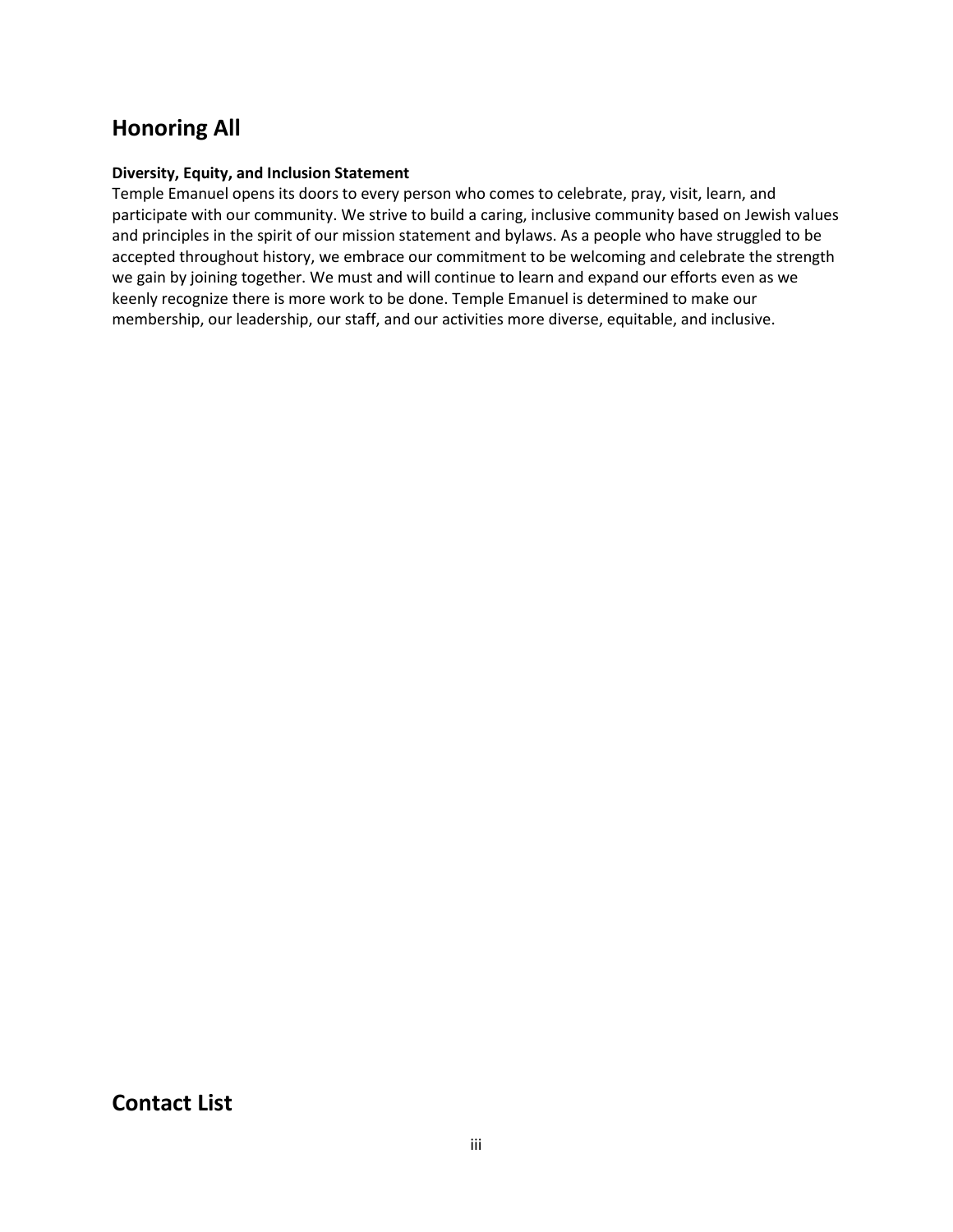## Honoring All

**Diversity, Equity, and Inclusion Statement**

Temple Emanuel opens its doors to every person who comes to celebrate, pray, visit, learn, and participate with our community. We strive to build a caring, inclusive community based on Jewish values and principles in the spirit of our mission statement and bylaws. As a people who have struggled to be accepted throughout history, we embrace our commitment to be welcoming and celebrate the strength we gain by joining together. We must and will continue to learn and expand our efforts even as we keenly recognize there is more work to be done. Temple Emanuel is determined to make our membership, our leadership, our staff, and our activities more diverse, equitable, and inclusive.

## Contact List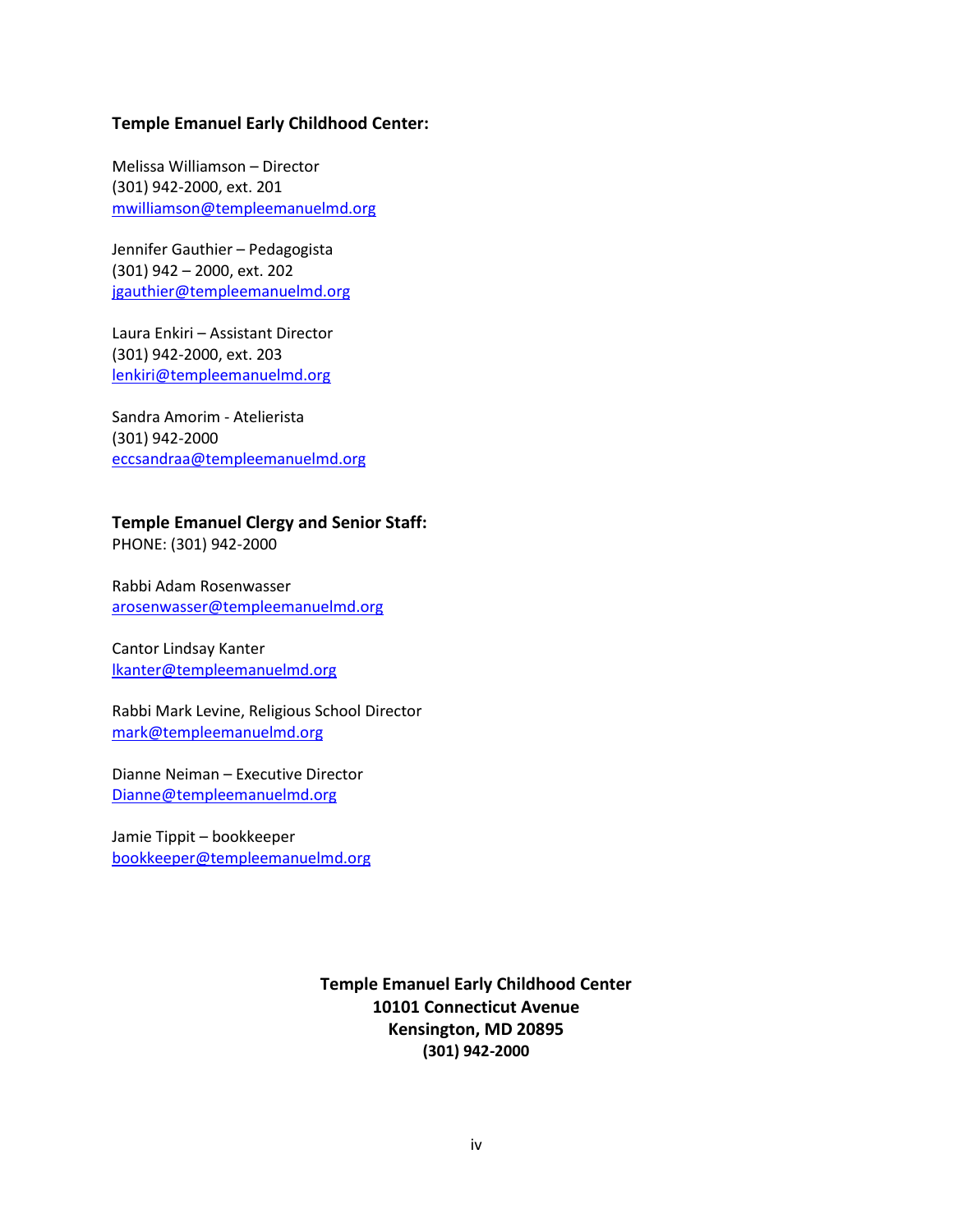**Temple Emanuel Early Childhood Center:**

Melissa Williamson – Director
(301) 942-2000, ext. 201
mwilliamson@templeemanuelmd.org

Jennifer Gauthier – Pedagogista
(301) 942 – 2000, ext. 202
jgauthier@templeemanuelmd.org

Laura Enkiri – Assistant Director
(301) 942-2000, ext. 203
lenkiri@templeemanuelmd.org

Sandra Amorim - Atelierista
(301) 942-2000
eccsandraa@templeemanuelmd.org

**Temple Emanuel Clergy and Senior Staff:**
PHONE: (301) 942-2000

Rabbi Adam Rosenwasser
arosenwasser@templeemanuelmd.org

Cantor Lindsay Kanter
lkanter@templeemanuelmd.org

Rabbi Mark Levine, Religious School Director
mark@templeemanuelmd.org

Dianne Neiman – Executive Director
Dianne@templeemanuelmd.org

Jamie Tippit – bookkeeper
bookkeeper@templeemanuelmd.org

**Temple Emanuel Early Childhood Center**
**10101 Connecticut Avenue**
**Kensington, MD 20895**
**(301) 942-2000**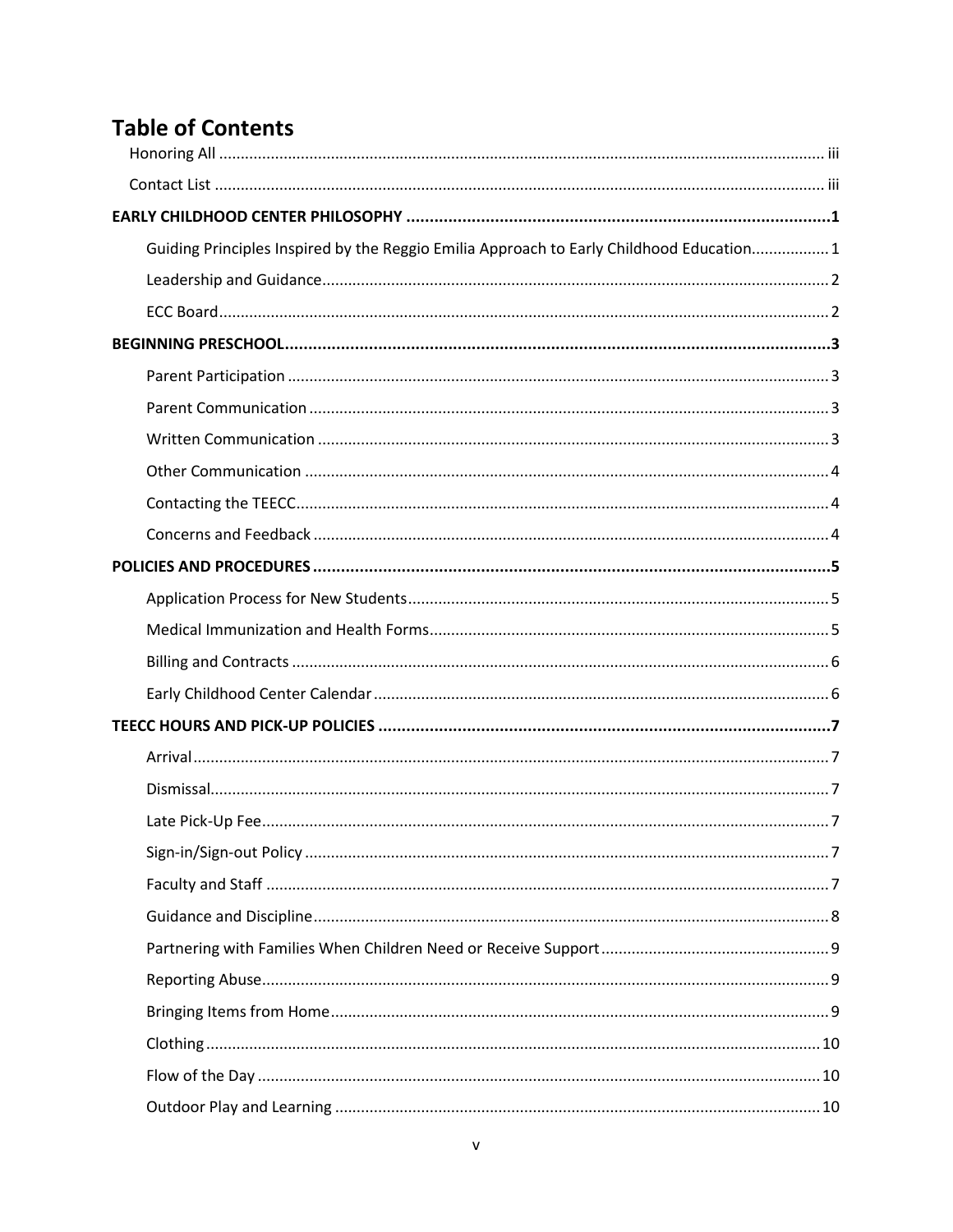# Table of Contents

Honoring All ........ iii

Contact List ........ iii

**EARLY CHILDHOOD CENTER PHILOSOPHY ........ 1**

- Guiding Principles Inspired by the Reggio Emilia Approach to Early Childhood Education ........ 1
- Leadership and Guidance ........ 2
- ECC Board ........ 2

**BEGINNING PRESCHOOL ........ 3**

- Parent Participation ........ 3
- Parent Communication ........ 3
- Written Communication ........ 3
- Other Communication ........ 4
- Contacting the TEECC ........ 4
- Concerns and Feedback ........ 4

**POLICIES AND PROCEDURES ........ 5**

- Application Process for New Students ........ 5
- Medical Immunization and Health Forms ........ 5
- Billing and Contracts ........ 6
- Early Childhood Center Calendar ........ 6

**TEECC HOURS AND PICK-UP POLICIES ........ 7**

- Arrival ........ 7
- Dismissal ........ 7
- Late Pick-Up Fee ........ 7
- Sign-in/Sign-out Policy ........ 7
- Faculty and Staff ........ 7
- Guidance and Discipline ........ 8
- Partnering with Families When Children Need or Receive Support ........ 9
- Reporting Abuse ........ 9
- Bringing Items from Home ........ 9
- Clothing ........ 10
- Flow of the Day ........ 10
- Outdoor Play and Learning ........ 10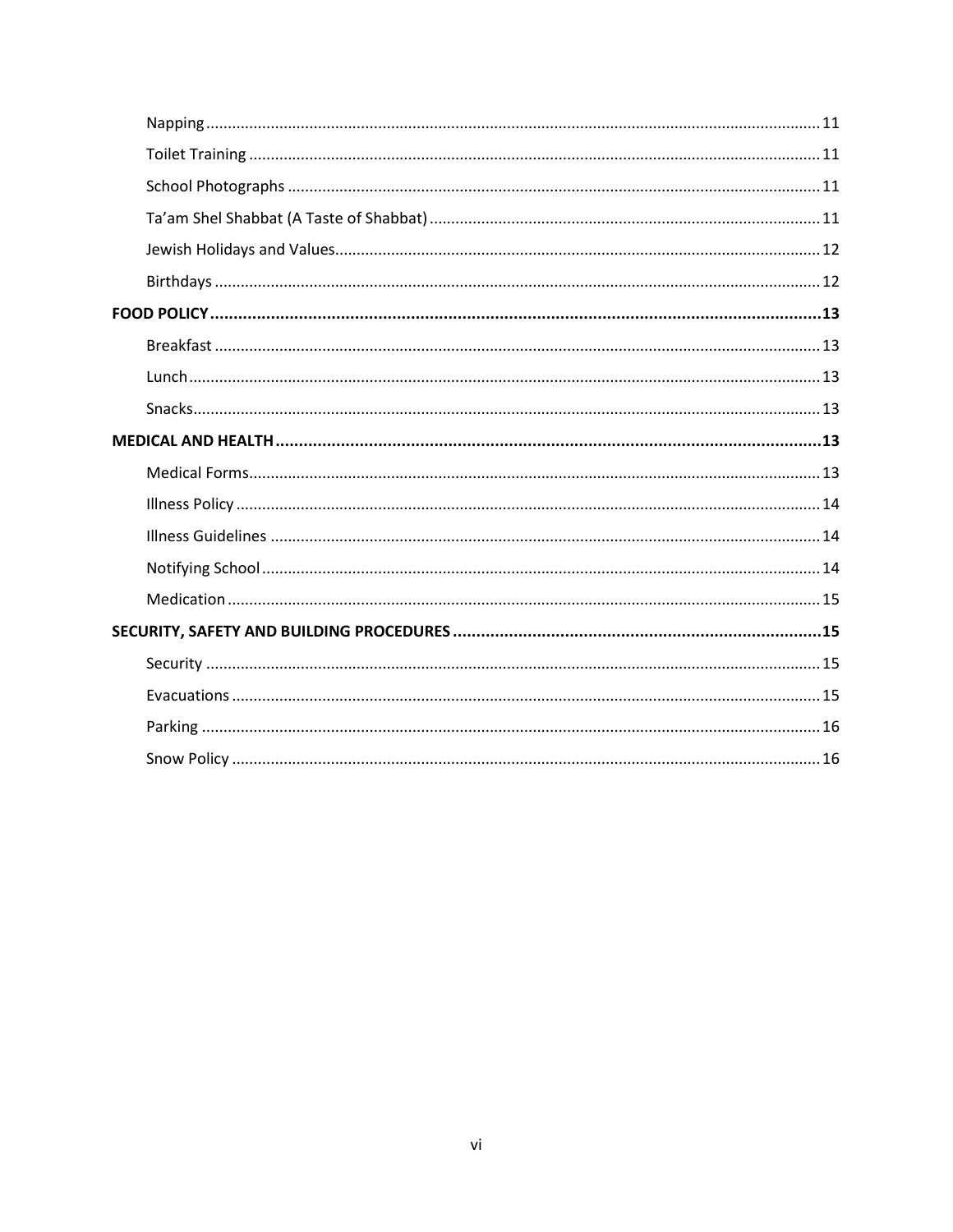Napping ........ 11

Toilet Training ........ 11

School Photographs ........ 11

Ta'am Shel Shabbat (A Taste of Shabbat) ........ 11

Jewish Holidays and Values ........ 12

Birthdays ........ 12

**FOOD POLICY ........ 13**

Breakfast ........ 13

Lunch ........ 13

Snacks ........ 13

**MEDICAL AND HEALTH ........ 13**

Medical Forms ........ 13

Illness Policy ........ 14

Illness Guidelines ........ 14

Notifying School ........ 14

Medication ........ 15

**SECURITY, SAFETY AND BUILDING PROCEDURES ........ 15**

Security ........ 15

Evacuations ........ 15

Parking ........ 16

Snow Policy ........ 16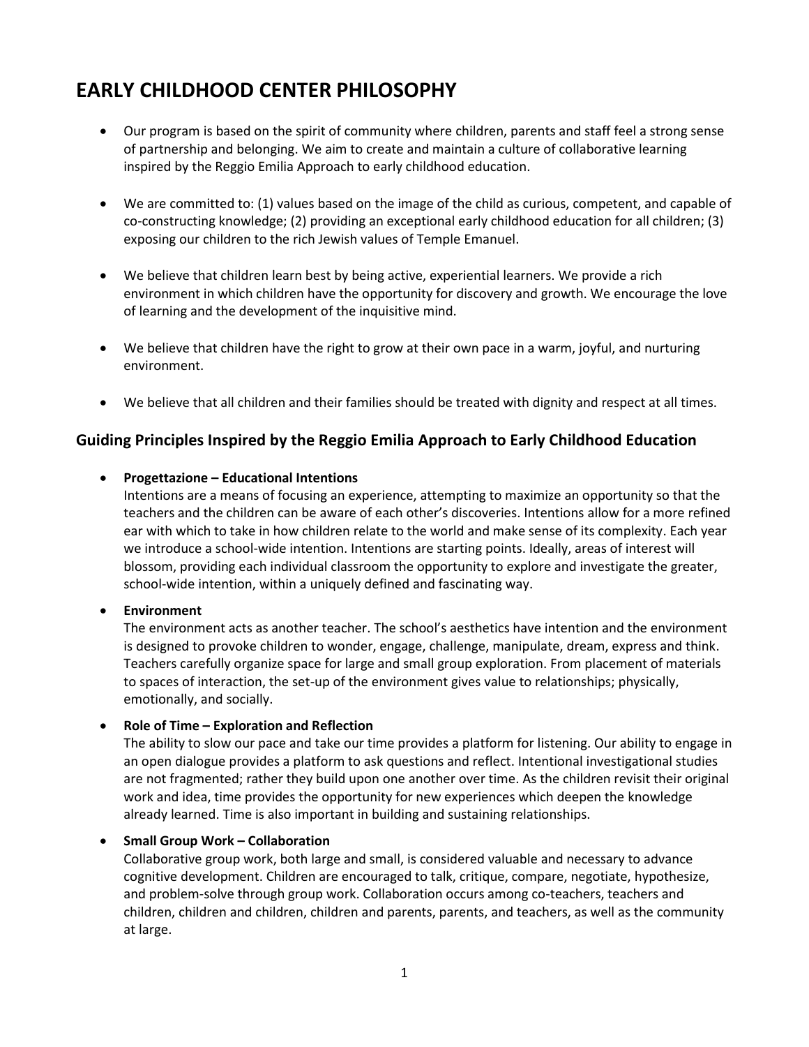# EARLY CHILDHOOD CENTER PHILOSOPHY

- Our program is based on the spirit of community where children, parents and staff feel a strong sense of partnership and belonging. We aim to create and maintain a culture of collaborative learning inspired by the Reggio Emilia Approach to early childhood education.
- We are committed to: (1) values based on the image of the child as curious, competent, and capable of co-constructing knowledge; (2) providing an exceptional early childhood education for all children; (3) exposing our children to the rich Jewish values of Temple Emanuel.
- We believe that children learn best by being active, experiential learners. We provide a rich environment in which children have the opportunity for discovery and growth. We encourage the love of learning and the development of the inquisitive mind.
- We believe that children have the right to grow at their own pace in a warm, joyful, and nurturing environment.
- We believe that all children and their families should be treated with dignity and respect at all times.

## Guiding Principles Inspired by the Reggio Emilia Approach to Early Childhood Education

- **Progettazione – Educational Intentions**
  Intentions are a means of focusing an experience, attempting to maximize an opportunity so that the teachers and the children can be aware of each other's discoveries. Intentions allow for a more refined ear with which to take in how children relate to the world and make sense of its complexity. Each year we introduce a school-wide intention. Intentions are starting points. Ideally, areas of interest will blossom, providing each individual classroom the opportunity to explore and investigate the greater, school-wide intention, within a uniquely defined and fascinating way.
- **Environment**
  The environment acts as another teacher. The school's aesthetics have intention and the environment is designed to provoke children to wonder, engage, challenge, manipulate, dream, express and think. Teachers carefully organize space for large and small group exploration. From placement of materials to spaces of interaction, the set-up of the environment gives value to relationships; physically, emotionally, and socially.
- **Role of Time – Exploration and Reflection**
  The ability to slow our pace and take our time provides a platform for listening. Our ability to engage in an open dialogue provides a platform to ask questions and reflect. Intentional investigational studies are not fragmented; rather they build upon one another over time. As the children revisit their original work and idea, time provides the opportunity for new experiences which deepen the knowledge already learned. Time is also important in building and sustaining relationships.
- **Small Group Work – Collaboration**
  Collaborative group work, both large and small, is considered valuable and necessary to advance cognitive development. Children are encouraged to talk, critique, compare, negotiate, hypothesize, and problem-solve through group work. Collaboration occurs among co-teachers, teachers and children, children and children, children and parents, parents, and teachers, as well as the community at large.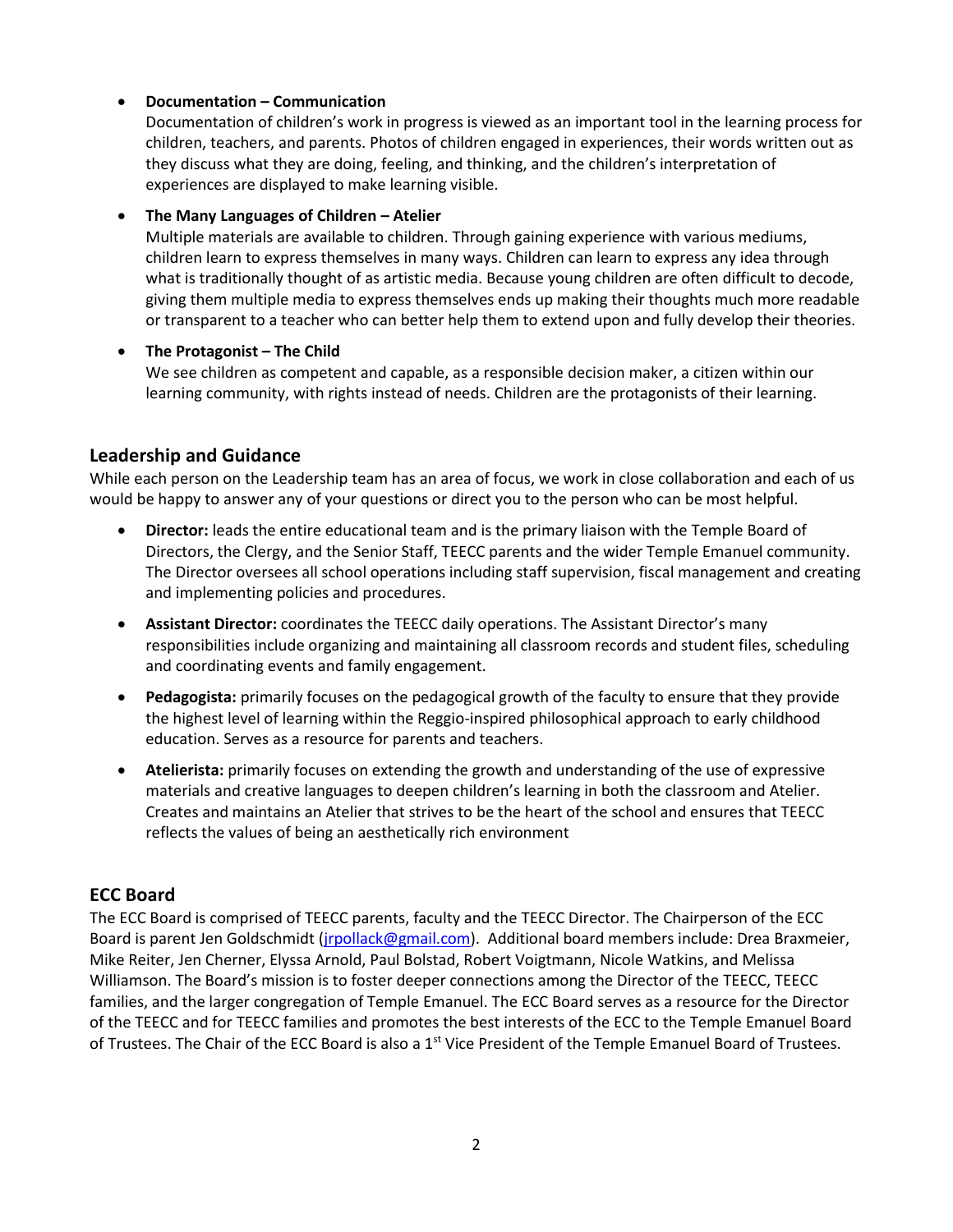- **Documentation – Communication**
  Documentation of children's work in progress is viewed as an important tool in the learning process for children, teachers, and parents. Photos of children engaged in experiences, their words written out as they discuss what they are doing, feeling, and thinking, and the children's interpretation of experiences are displayed to make learning visible.

- **The Many Languages of Children – Atelier**
  Multiple materials are available to children. Through gaining experience with various mediums, children learn to express themselves in many ways. Children can learn to express any idea through what is traditionally thought of as artistic media. Because young children are often difficult to decode, giving them multiple media to express themselves ends up making their thoughts much more readable or transparent to a teacher who can better help them to extend upon and fully develop their theories.

- **The Protagonist – The Child**
  We see children as competent and capable, as a responsible decision maker, a citizen within our learning community, with rights instead of needs. Children are the protagonists of their learning.

## Leadership and Guidance

While each person on the Leadership team has an area of focus, we work in close collaboration and each of us would be happy to answer any of your questions or direct you to the person who can be most helpful.

- **Director:** leads the entire educational team and is the primary liaison with the Temple Board of Directors, the Clergy, and the Senior Staff, TEECC parents and the wider Temple Emanuel community. The Director oversees all school operations including staff supervision, fiscal management and creating and implementing policies and procedures.

- **Assistant Director:** coordinates the TEECC daily operations. The Assistant Director's many responsibilities include organizing and maintaining all classroom records and student files, scheduling and coordinating events and family engagement.

- **Pedagogista:** primarily focuses on the pedagogical growth of the faculty to ensure that they provide the highest level of learning within the Reggio-inspired philosophical approach to early childhood education. Serves as a resource for parents and teachers.

- **Atelierista:** primarily focuses on extending the growth and understanding of the use of expressive materials and creative languages to deepen children's learning in both the classroom and Atelier. Creates and maintains an Atelier that strives to be the heart of the school and ensures that TEECC reflects the values of being an aesthetically rich environment

## ECC Board

The ECC Board is comprised of TEECC parents, faculty and the TEECC Director. The Chairperson of the ECC Board is parent Jen Goldschmidt (jrpollack@gmail.com). Additional board members include: Drea Braxmeier, Mike Reiter, Jen Cherner, Elyssa Arnold, Paul Bolstad, Robert Voigtmann, Nicole Watkins, and Melissa Williamson. The Board's mission is to foster deeper connections among the Director of the TEECC, TEECC families, and the larger congregation of Temple Emanuel. The ECC Board serves as a resource for the Director of the TEECC and for TEECC families and promotes the best interests of the ECC to the Temple Emanuel Board of Trustees. The Chair of the ECC Board is also a 1st Vice President of the Temple Emanuel Board of Trustees.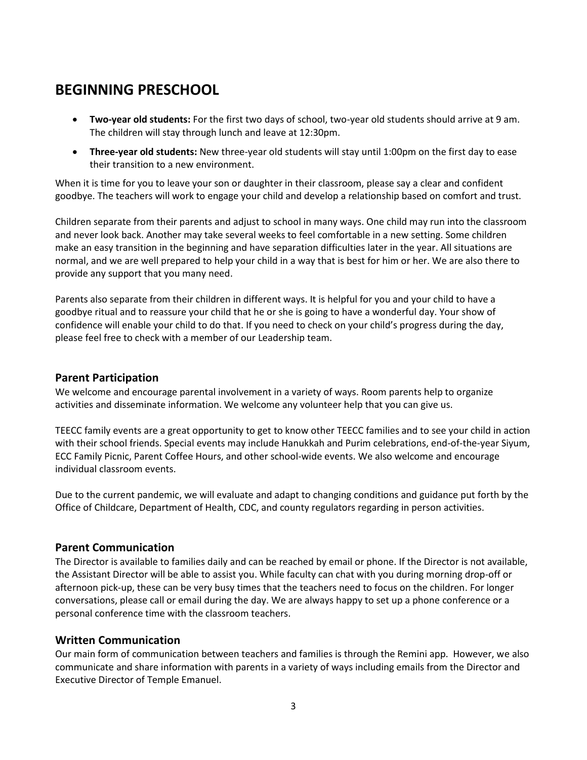## BEGINNING PRESCHOOL

- **Two-year old students:** For the first two days of school, two-year old students should arrive at 9 am. The children will stay through lunch and leave at 12:30pm.
- **Three-year old students:** New three-year old students will stay until 1:00pm on the first day to ease their transition to a new environment.

When it is time for you to leave your son or daughter in their classroom, please say a clear and confident goodbye. The teachers will work to engage your child and develop a relationship based on comfort and trust.

Children separate from their parents and adjust to school in many ways. One child may run into the classroom and never look back. Another may take several weeks to feel comfortable in a new setting. Some children make an easy transition in the beginning and have separation difficulties later in the year. All situations are normal, and we are well prepared to help your child in a way that is best for him or her. We are also there to provide any support that you many need.

Parents also separate from their children in different ways. It is helpful for you and your child to have a goodbye ritual and to reassure your child that he or she is going to have a wonderful day. Your show of confidence will enable your child to do that. If you need to check on your child's progress during the day, please feel free to check with a member of our Leadership team.

### Parent Participation

We welcome and encourage parental involvement in a variety of ways. Room parents help to organize activities and disseminate information. We welcome any volunteer help that you can give us.

TEECC family events are a great opportunity to get to know other TEECC families and to see your child in action with their school friends. Special events may include Hanukkah and Purim celebrations, end-of-the-year Siyum, ECC Family Picnic, Parent Coffee Hours, and other school-wide events. We also welcome and encourage individual classroom events.

Due to the current pandemic, we will evaluate and adapt to changing conditions and guidance put forth by the Office of Childcare, Department of Health, CDC, and county regulators regarding in person activities.

### Parent Communication

The Director is available to families daily and can be reached by email or phone. If the Director is not available, the Assistant Director will be able to assist you. While faculty can chat with you during morning drop-off or afternoon pick-up, these can be very busy times that the teachers need to focus on the children. For longer conversations, please call or email during the day. We are always happy to set up a phone conference or a personal conference time with the classroom teachers.

### Written Communication

Our main form of communication between teachers and families is through the Remini app. However, we also communicate and share information with parents in a variety of ways including emails from the Director and Executive Director of Temple Emanuel.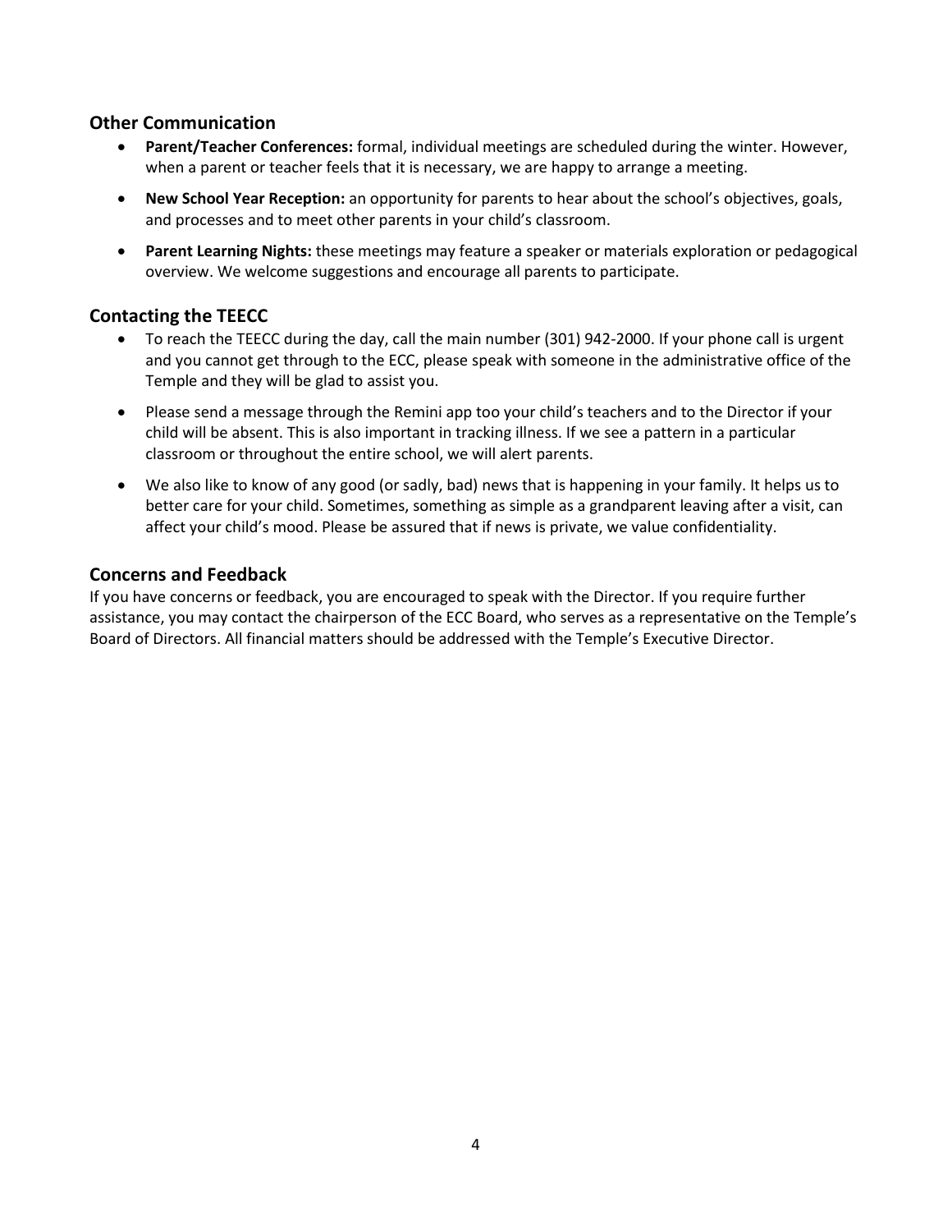## Other Communication

- **Parent/Teacher Conferences:** formal, individual meetings are scheduled during the winter. However, when a parent or teacher feels that it is necessary, we are happy to arrange a meeting.
- **New School Year Reception:** an opportunity for parents to hear about the school's objectives, goals, and processes and to meet other parents in your child's classroom.
- **Parent Learning Nights:** these meetings may feature a speaker or materials exploration or pedagogical overview. We welcome suggestions and encourage all parents to participate.

## Contacting the TEECC

- To reach the TEECC during the day, call the main number (301) 942-2000. If your phone call is urgent and you cannot get through to the ECC, please speak with someone in the administrative office of the Temple and they will be glad to assist you.
- Please send a message through the Remini app too your child's teachers and to the Director if your child will be absent. This is also important in tracking illness. If we see a pattern in a particular classroom or throughout the entire school, we will alert parents.
- We also like to know of any good (or sadly, bad) news that is happening in your family. It helps us to better care for your child. Sometimes, something as simple as a grandparent leaving after a visit, can affect your child's mood. Please be assured that if news is private, we value confidentiality.

## Concerns and Feedback

If you have concerns or feedback, you are encouraged to speak with the Director. If you require further assistance, you may contact the chairperson of the ECC Board, who serves as a representative on the Temple's Board of Directors. All financial matters should be addressed with the Temple's Executive Director.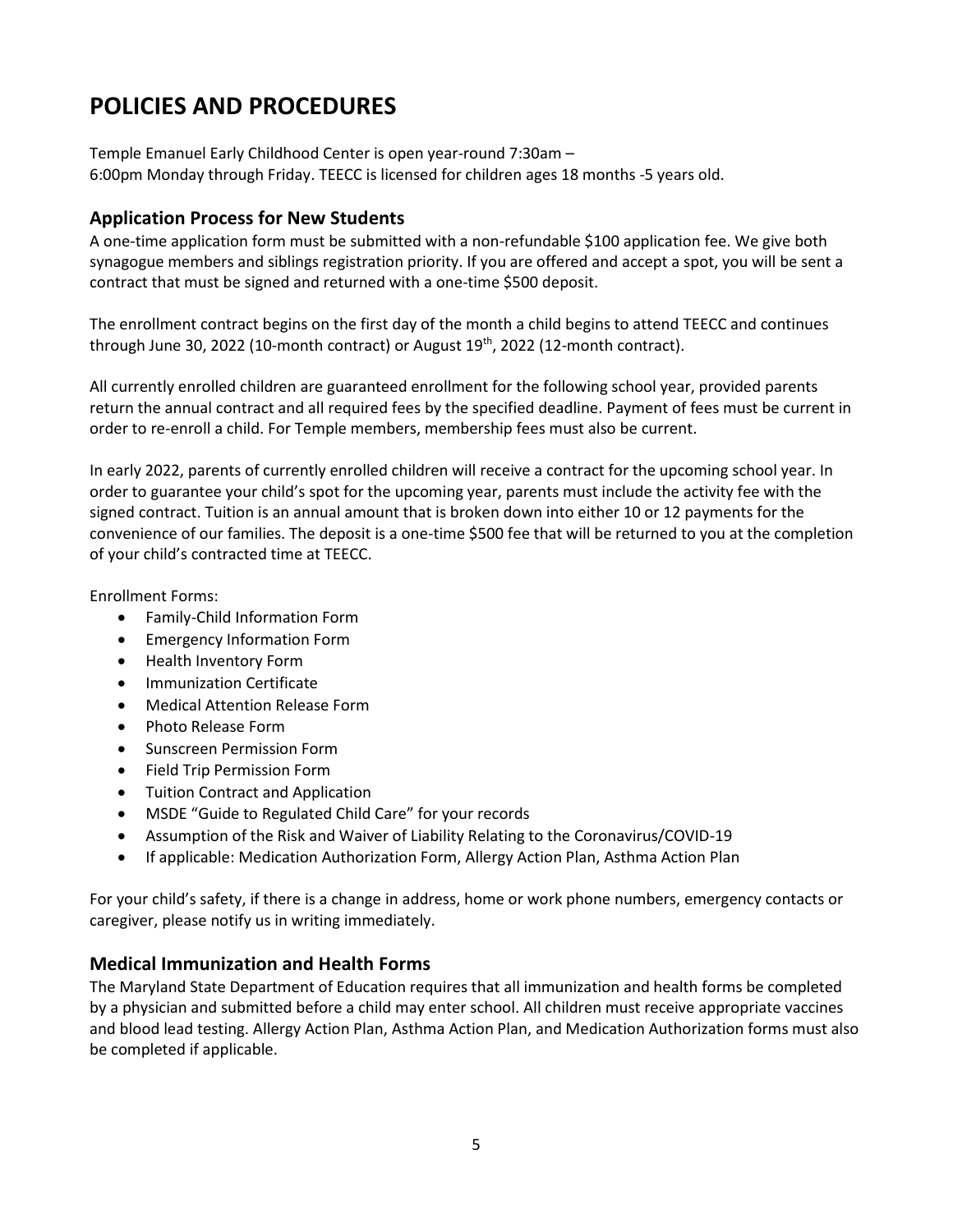# POLICIES AND PROCEDURES

Temple Emanuel Early Childhood Center is open year-round 7:30am – 6:00pm Monday through Friday. TEECC is licensed for children ages 18 months -5 years old.

## Application Process for New Students

A one-time application form must be submitted with a non-refundable $100 application fee. We give both synagogue members and siblings registration priority. If you are offered and accept a spot, you will be sent a contract that must be signed and returned with a one-time $500 deposit.

The enrollment contract begins on the first day of the month a child begins to attend TEECC and continues through June 30, 2022 (10-month contract) or August 19th, 2022 (12-month contract).

All currently enrolled children are guaranteed enrollment for the following school year, provided parents return the annual contract and all required fees by the specified deadline. Payment of fees must be current in order to re-enroll a child. For Temple members, membership fees must also be current.

In early 2022, parents of currently enrolled children will receive a contract for the upcoming school year. In order to guarantee your child's spot for the upcoming year, parents must include the activity fee with the signed contract. Tuition is an annual amount that is broken down into either 10 or 12 payments for the convenience of our families. The deposit is a one-time $500 fee that will be returned to you at the completion of your child's contracted time at TEECC.

Enrollment Forms:

- Family-Child Information Form
- Emergency Information Form
- Health Inventory Form
- Immunization Certificate
- Medical Attention Release Form
- Photo Release Form
- Sunscreen Permission Form
- Field Trip Permission Form
- Tuition Contract and Application
- MSDE "Guide to Regulated Child Care" for your records
- Assumption of the Risk and Waiver of Liability Relating to the Coronavirus/COVID-19
- If applicable: Medication Authorization Form, Allergy Action Plan, Asthma Action Plan

For your child's safety, if there is a change in address, home or work phone numbers, emergency contacts or caregiver, please notify us in writing immediately.

## Medical Immunization and Health Forms

The Maryland State Department of Education requires that all immunization and health forms be completed by a physician and submitted before a child may enter school. All children must receive appropriate vaccines and blood lead testing. Allergy Action Plan, Asthma Action Plan, and Medication Authorization forms must also be completed if applicable.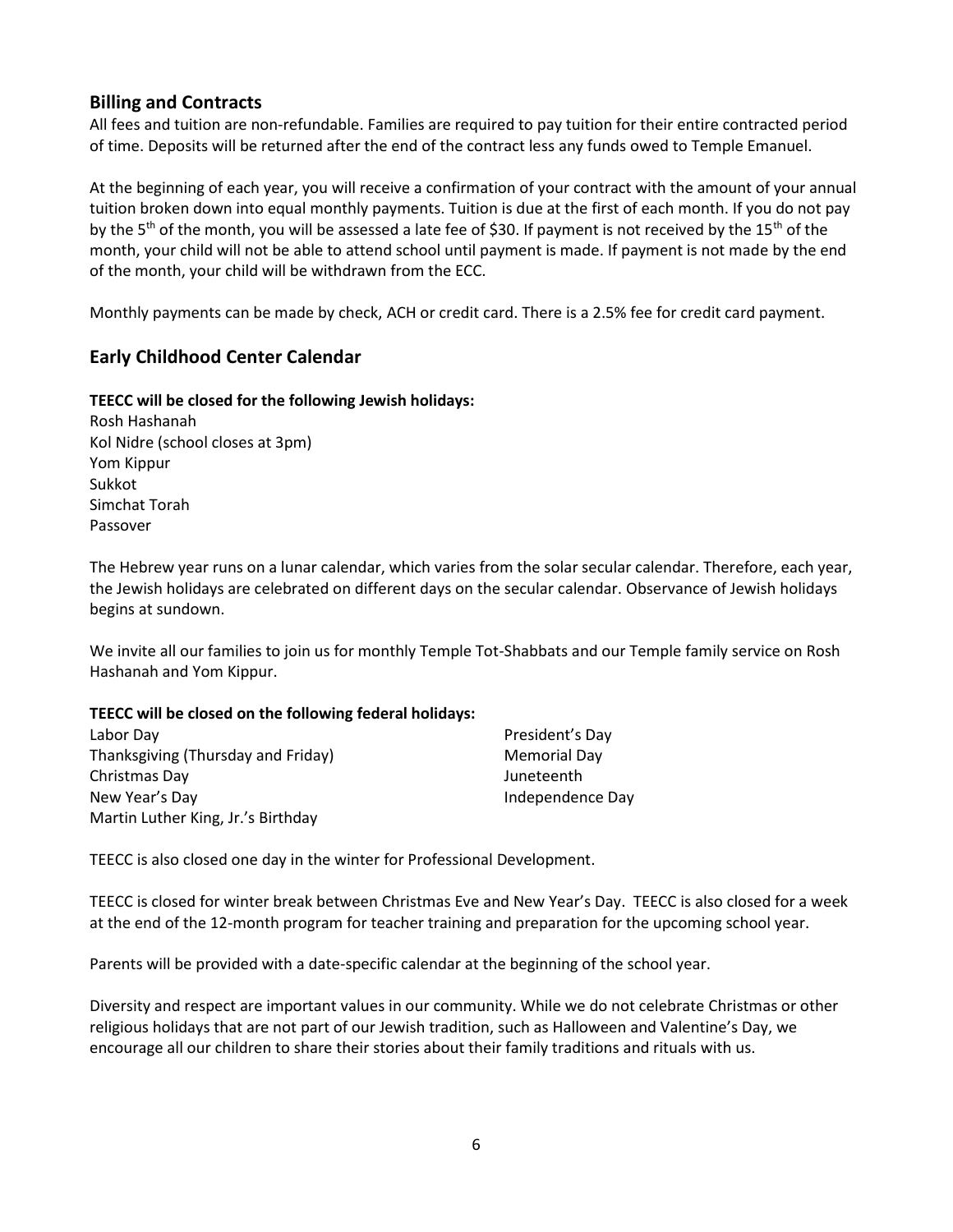## Billing and Contracts

All fees and tuition are non-refundable. Families are required to pay tuition for their entire contracted period of time. Deposits will be returned after the end of the contract less any funds owed to Temple Emanuel.

At the beginning of each year, you will receive a confirmation of your contract with the amount of your annual tuition broken down into equal monthly payments. Tuition is due at the first of each month. If you do not pay by the 5th of the month, you will be assessed a late fee of $30. If payment is not received by the 15th of the month, your child will not be able to attend school until payment is made. If payment is not made by the end of the month, your child will be withdrawn from the ECC.

Monthly payments can be made by check, ACH or credit card. There is a 2.5% fee for credit card payment.

## Early Childhood Center Calendar

**TEECC will be closed for the following Jewish holidays:**

Rosh Hashanah  
Kol Nidre (school closes at 3pm)  
Yom Kippur  
Sukkot  
Simchat Torah  
Passover

The Hebrew year runs on a lunar calendar, which varies from the solar secular calendar. Therefore, each year, the Jewish holidays are celebrated on different days on the secular calendar. Observance of Jewish holidays begins at sundown.

We invite all our families to join us for monthly Temple Tot-Shabbats and our Temple family service on Rosh Hashanah and Yom Kippur.

**TEECC will be closed on the following federal holidays:**

Labor Day  
Thanksgiving (Thursday and Friday)  
Christmas Day  
New Year's Day  
Martin Luther King, Jr.'s Birthday  
President's Day  
Memorial Day  
Juneteenth  
Independence Day

TEECC is also closed one day in the winter for Professional Development.

TEECC is closed for winter break between Christmas Eve and New Year's Day. TEECC is also closed for a week at the end of the 12-month program for teacher training and preparation for the upcoming school year.

Parents will be provided with a date-specific calendar at the beginning of the school year.

Diversity and respect are important values in our community. While we do not celebrate Christmas or other religious holidays that are not part of our Jewish tradition, such as Halloween and Valentine's Day, we encourage all our children to share their stories about their family traditions and rituals with us.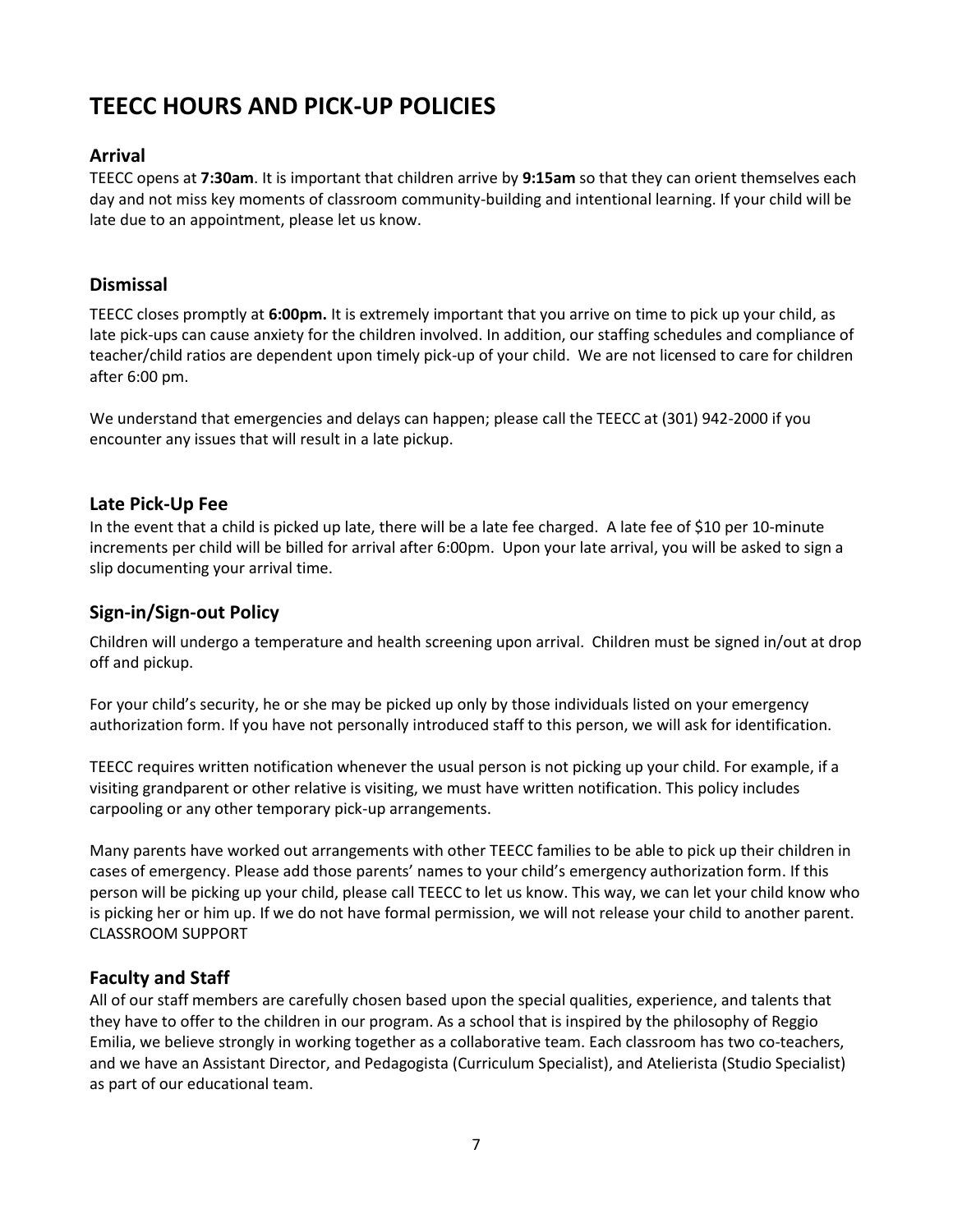# TEECC HOURS AND PICK-UP POLICIES

## Arrival

TEECC opens at **7:30am**. It is important that children arrive by **9:15am** so that they can orient themselves each day and not miss key moments of classroom community-building and intentional learning. If your child will be late due to an appointment, please let us know.

## Dismissal

TEECC closes promptly at **6:00pm.** It is extremely important that you arrive on time to pick up your child, as late pick-ups can cause anxiety for the children involved. In addition, our staffing schedules and compliance of teacher/child ratios are dependent upon timely pick-up of your child. We are not licensed to care for children after 6:00 pm.

We understand that emergencies and delays can happen; please call the TEECC at (301) 942-2000 if you encounter any issues that will result in a late pickup.

## Late Pick-Up Fee

In the event that a child is picked up late, there will be a late fee charged. A late fee of $10 per 10-minute increments per child will be billed for arrival after 6:00pm. Upon your late arrival, you will be asked to sign a slip documenting your arrival time.

## Sign-in/Sign-out Policy

Children will undergo a temperature and health screening upon arrival. Children must be signed in/out at drop off and pickup.

For your child's security, he or she may be picked up only by those individuals listed on your emergency authorization form. If you have not personally introduced staff to this person, we will ask for identification.

TEECC requires written notification whenever the usual person is not picking up your child. For example, if a visiting grandparent or other relative is visiting, we must have written notification. This policy includes carpooling or any other temporary pick-up arrangements.

Many parents have worked out arrangements with other TEECC families to be able to pick up their children in cases of emergency. Please add those parents' names to your child's emergency authorization form. If this person will be picking up your child, please call TEECC to let us know. This way, we can let your child know who is picking her or him up. If we do not have formal permission, we will not release your child to another parent.
CLASSROOM SUPPORT

## Faculty and Staff

All of our staff members are carefully chosen based upon the special qualities, experience, and talents that they have to offer to the children in our program. As a school that is inspired by the philosophy of Reggio Emilia, we believe strongly in working together as a collaborative team. Each classroom has two co-teachers, and we have an Assistant Director, and Pedagogista (Curriculum Specialist), and Atelierista (Studio Specialist) as part of our educational team.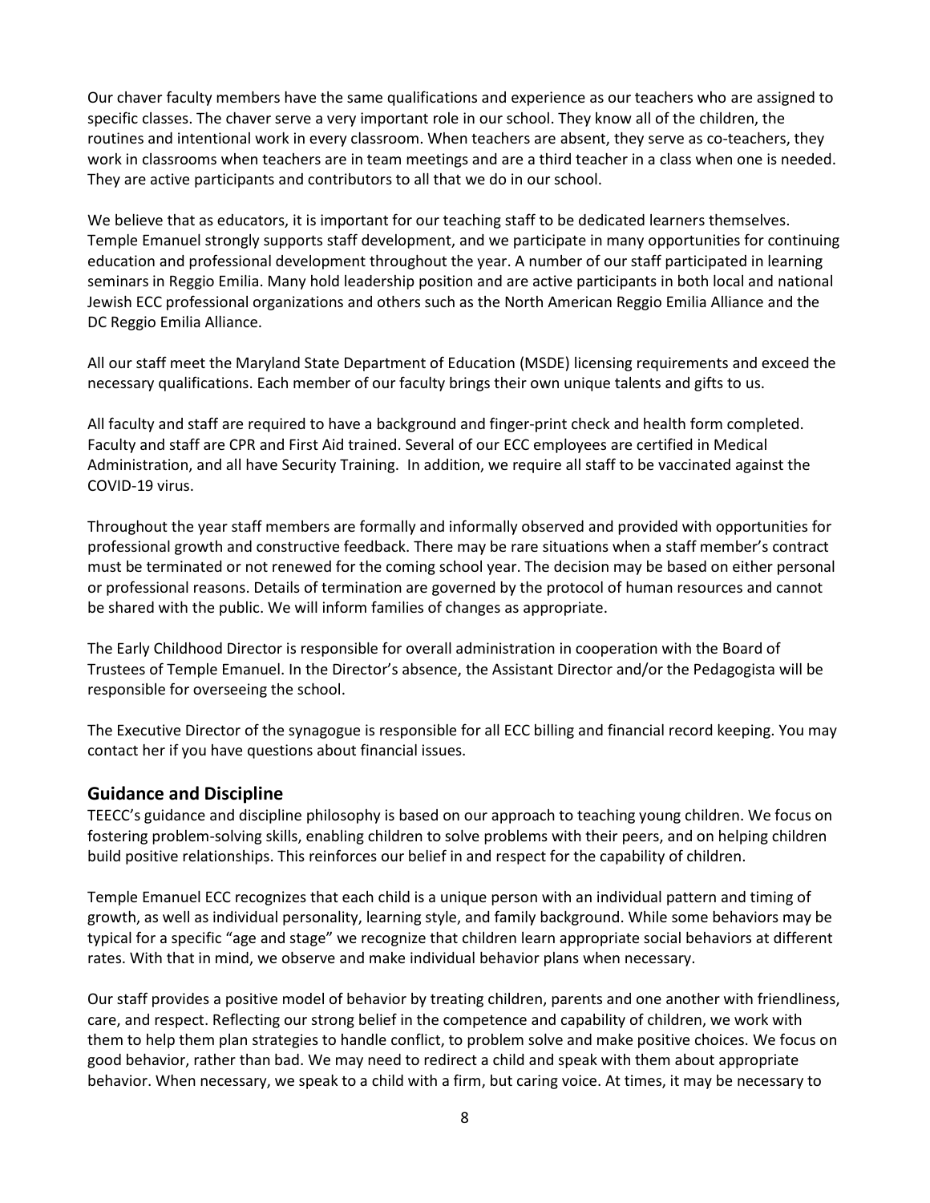Our chaver faculty members have the same qualifications and experience as our teachers who are assigned to specific classes. The chaver serve a very important role in our school. They know all of the children, the routines and intentional work in every classroom. When teachers are absent, they serve as co-teachers, they work in classrooms when teachers are in team meetings and are a third teacher in a class when one is needed. They are active participants and contributors to all that we do in our school.

We believe that as educators, it is important for our teaching staff to be dedicated learners themselves. Temple Emanuel strongly supports staff development, and we participate in many opportunities for continuing education and professional development throughout the year. A number of our staff participated in learning seminars in Reggio Emilia. Many hold leadership position and are active participants in both local and national Jewish ECC professional organizations and others such as the North American Reggio Emilia Alliance and the DC Reggio Emilia Alliance.

All our staff meet the Maryland State Department of Education (MSDE) licensing requirements and exceed the necessary qualifications. Each member of our faculty brings their own unique talents and gifts to us.

All faculty and staff are required to have a background and finger-print check and health form completed. Faculty and staff are CPR and First Aid trained. Several of our ECC employees are certified in Medical Administration, and all have Security Training. In addition, we require all staff to be vaccinated against the COVID-19 virus.

Throughout the year staff members are formally and informally observed and provided with opportunities for professional growth and constructive feedback. There may be rare situations when a staff member's contract must be terminated or not renewed for the coming school year. The decision may be based on either personal or professional reasons. Details of termination are governed by the protocol of human resources and cannot be shared with the public. We will inform families of changes as appropriate.

The Early Childhood Director is responsible for overall administration in cooperation with the Board of Trustees of Temple Emanuel. In the Director's absence, the Assistant Director and/or the Pedagogista will be responsible for overseeing the school.

The Executive Director of the synagogue is responsible for all ECC billing and financial record keeping. You may contact her if you have questions about financial issues.

## Guidance and Discipline

TEECC's guidance and discipline philosophy is based on our approach to teaching young children. We focus on fostering problem-solving skills, enabling children to solve problems with their peers, and on helping children build positive relationships. This reinforces our belief in and respect for the capability of children.

Temple Emanuel ECC recognizes that each child is a unique person with an individual pattern and timing of growth, as well as individual personality, learning style, and family background. While some behaviors may be typical for a specific "age and stage" we recognize that children learn appropriate social behaviors at different rates. With that in mind, we observe and make individual behavior plans when necessary.

Our staff provides a positive model of behavior by treating children, parents and one another with friendliness, care, and respect. Reflecting our strong belief in the competence and capability of children, we work with them to help them plan strategies to handle conflict, to problem solve and make positive choices. We focus on good behavior, rather than bad. We may need to redirect a child and speak with them about appropriate behavior. When necessary, we speak to a child with a firm, but caring voice. At times, it may be necessary to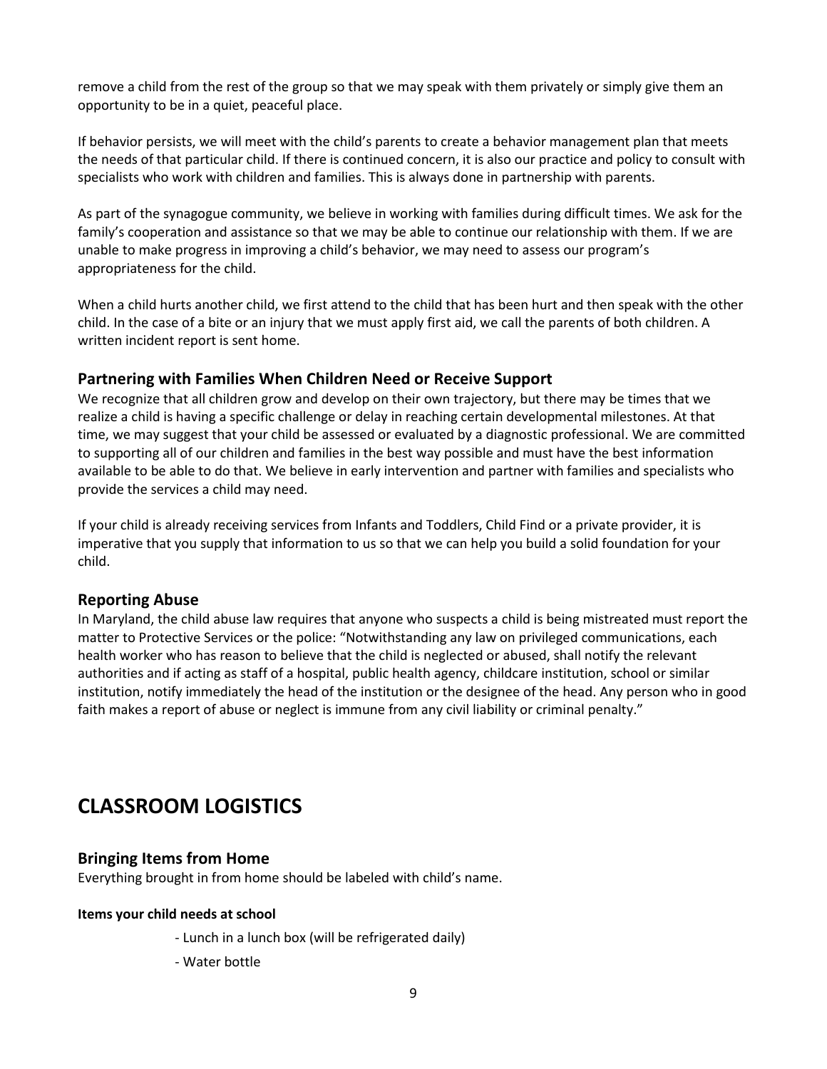remove a child from the rest of the group so that we may speak with them privately or simply give them an opportunity to be in a quiet, peaceful place.

If behavior persists, we will meet with the child's parents to create a behavior management plan that meets the needs of that particular child. If there is continued concern, it is also our practice and policy to consult with specialists who work with children and families. This is always done in partnership with parents.

As part of the synagogue community, we believe in working with families during difficult times. We ask for the family's cooperation and assistance so that we may be able to continue our relationship with them. If we are unable to make progress in improving a child's behavior, we may need to assess our program's appropriateness for the child.

When a child hurts another child, we first attend to the child that has been hurt and then speak with the other child. In the case of a bite or an injury that we must apply first aid, we call the parents of both children. A written incident report is sent home.

### Partnering with Families When Children Need or Receive Support

We recognize that all children grow and develop on their own trajectory, but there may be times that we realize a child is having a specific challenge or delay in reaching certain developmental milestones. At that time, we may suggest that your child be assessed or evaluated by a diagnostic professional. We are committed to supporting all of our children and families in the best way possible and must have the best information available to be able to do that. We believe in early intervention and partner with families and specialists who provide the services a child may need.

If your child is already receiving services from Infants and Toddlers, Child Find or a private provider, it is imperative that you supply that information to us so that we can help you build a solid foundation for your child.

### Reporting Abuse

In Maryland, the child abuse law requires that anyone who suspects a child is being mistreated must report the matter to Protective Services or the police: "Notwithstanding any law on privileged communications, each health worker who has reason to believe that the child is neglected or abused, shall notify the relevant authorities and if acting as staff of a hospital, public health agency, childcare institution, school or similar institution, notify immediately the head of the institution or the designee of the head. Any person who in good faith makes a report of abuse or neglect is immune from any civil liability or criminal penalty."

## CLASSROOM LOGISTICS

### Bringing Items from Home

Everything brought in from home should be labeled with child's name.

#### Items your child needs at school

- Lunch in a lunch box (will be refrigerated daily)
- Water bottle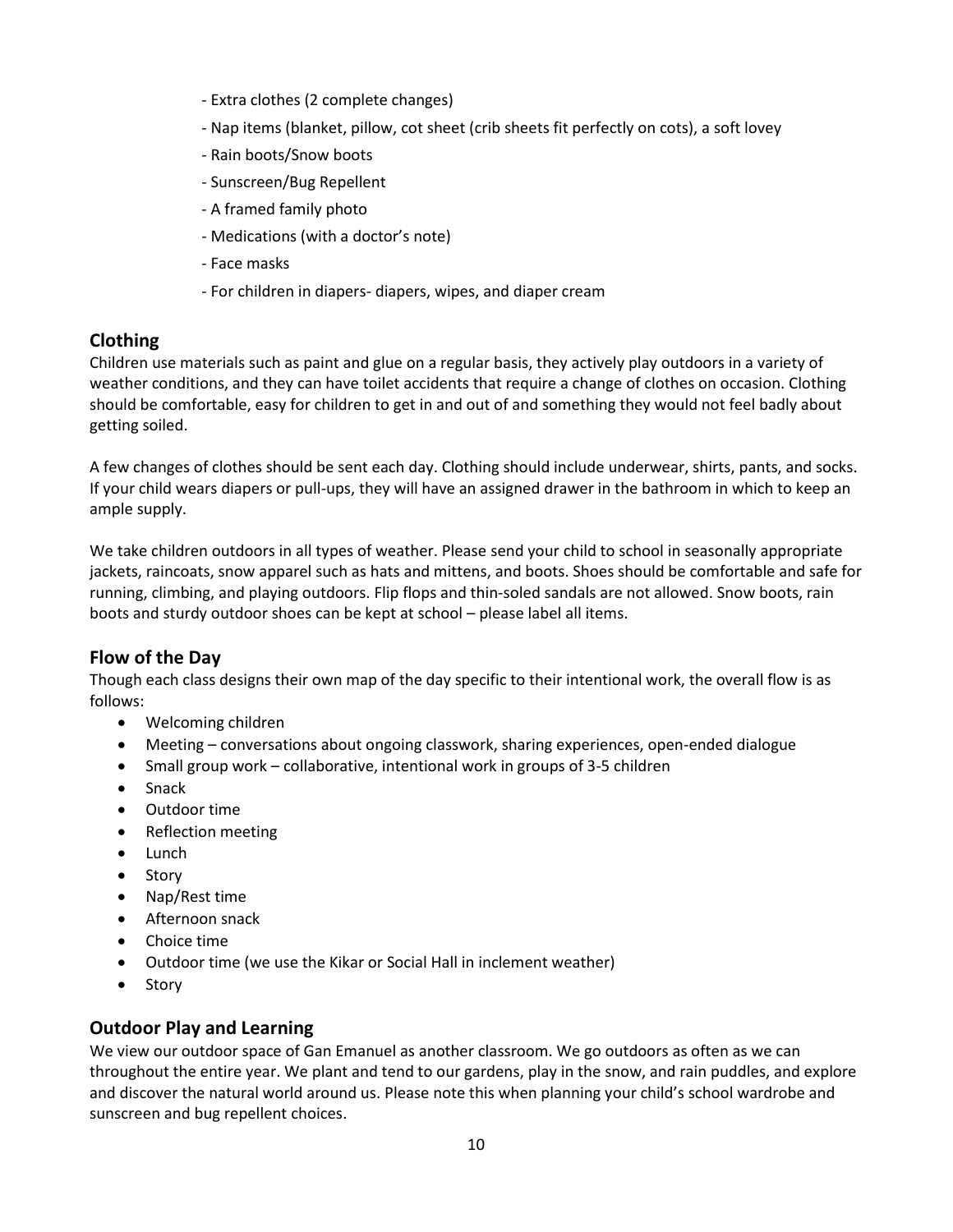- Extra clothes (2 complete changes)
- Nap items (blanket, pillow, cot sheet (crib sheets fit perfectly on cots), a soft lovey
- Rain boots/Snow boots
- Sunscreen/Bug Repellent
- A framed family photo
- Medications (with a doctor's note)
- Face masks
- For children in diapers- diapers, wipes, and diaper cream

## Clothing

Children use materials such as paint and glue on a regular basis, they actively play outdoors in a variety of weather conditions, and they can have toilet accidents that require a change of clothes on occasion. Clothing should be comfortable, easy for children to get in and out of and something they would not feel badly about getting soiled.

A few changes of clothes should be sent each day. Clothing should include underwear, shirts, pants, and socks. If your child wears diapers or pull-ups, they will have an assigned drawer in the bathroom in which to keep an ample supply.

We take children outdoors in all types of weather. Please send your child to school in seasonally appropriate jackets, raincoats, snow apparel such as hats and mittens, and boots. Shoes should be comfortable and safe for running, climbing, and playing outdoors. Flip flops and thin-soled sandals are not allowed. Snow boots, rain boots and sturdy outdoor shoes can be kept at school – please label all items.

## Flow of the Day

Though each class designs their own map of the day specific to their intentional work, the overall flow is as follows:

- Welcoming children
- Meeting – conversations about ongoing classwork, sharing experiences, open-ended dialogue
- Small group work – collaborative, intentional work in groups of 3-5 children
- Snack
- Outdoor time
- Reflection meeting
- Lunch
- Story
- Nap/Rest time
- Afternoon snack
- Choice time
- Outdoor time (we use the Kikar or Social Hall in inclement weather)
- Story

## Outdoor Play and Learning

We view our outdoor space of Gan Emanuel as another classroom. We go outdoors as often as we can throughout the entire year. We plant and tend to our gardens, play in the snow, and rain puddles, and explore and discover the natural world around us. Please note this when planning your child's school wardrobe and sunscreen and bug repellent choices.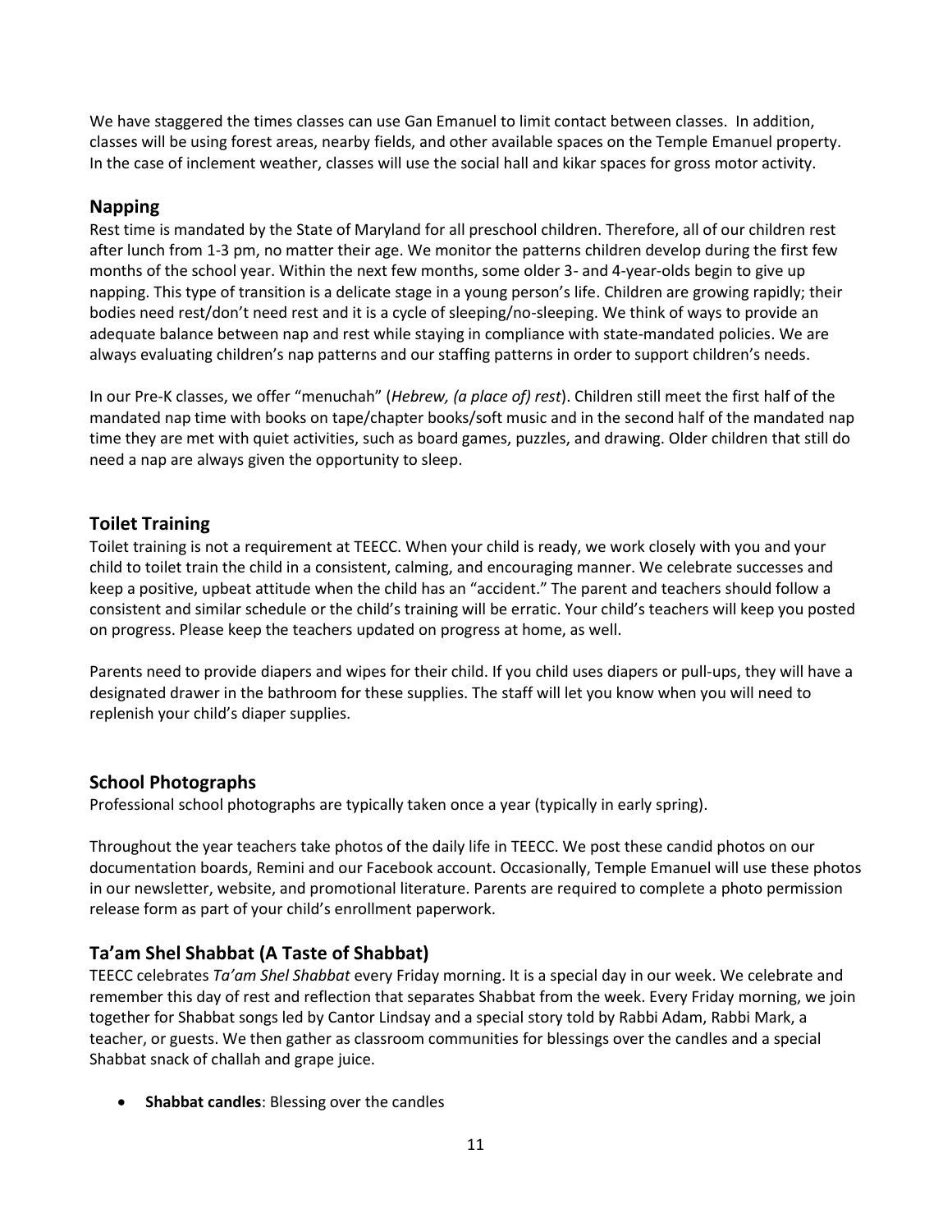We have staggered the times classes can use Gan Emanuel to limit contact between classes. In addition, classes will be using forest areas, nearby fields, and other available spaces on the Temple Emanuel property. In the case of inclement weather, classes will use the social hall and kikar spaces for gross motor activity.

## Napping

Rest time is mandated by the State of Maryland for all preschool children. Therefore, all of our children rest after lunch from 1-3 pm, no matter their age. We monitor the patterns children develop during the first few months of the school year. Within the next few months, some older 3- and 4-year-olds begin to give up napping. This type of transition is a delicate stage in a young person's life. Children are growing rapidly; their bodies need rest/don't need rest and it is a cycle of sleeping/no-sleeping. We think of ways to provide an adequate balance between nap and rest while staying in compliance with state-mandated policies. We are always evaluating children's nap patterns and our staffing patterns in order to support children's needs.

In our Pre-K classes, we offer "menuchah" (*Hebrew, (a place of) rest*). Children still meet the first half of the mandated nap time with books on tape/chapter books/soft music and in the second half of the mandated nap time they are met with quiet activities, such as board games, puzzles, and drawing. Older children that still do need a nap are always given the opportunity to sleep.

## Toilet Training

Toilet training is not a requirement at TEECC. When your child is ready, we work closely with you and your child to toilet train the child in a consistent, calming, and encouraging manner. We celebrate successes and keep a positive, upbeat attitude when the child has an "accident." The parent and teachers should follow a consistent and similar schedule or the child's training will be erratic. Your child's teachers will keep you posted on progress. Please keep the teachers updated on progress at home, as well.

Parents need to provide diapers and wipes for their child. If you child uses diapers or pull-ups, they will have a designated drawer in the bathroom for these supplies. The staff will let you know when you will need to replenish your child's diaper supplies.

## School Photographs

Professional school photographs are typically taken once a year (typically in early spring).

Throughout the year teachers take photos of the daily life in TEECC. We post these candid photos on our documentation boards, Remini and our Facebook account. Occasionally, Temple Emanuel will use these photos in our newsletter, website, and promotional literature. Parents are required to complete a photo permission release form as part of your child's enrollment paperwork.

## Ta'am Shel Shabbat (A Taste of Shabbat)

TEECC celebrates *Ta'am Shel Shabbat* every Friday morning. It is a special day in our week. We celebrate and remember this day of rest and reflection that separates Shabbat from the week. Every Friday morning, we join together for Shabbat songs led by Cantor Lindsay and a special story told by Rabbi Adam, Rabbi Mark, a teacher, or guests. We then gather as classroom communities for blessings over the candles and a special Shabbat snack of challah and grape juice.

- **Shabbat candles**: Blessing over the candles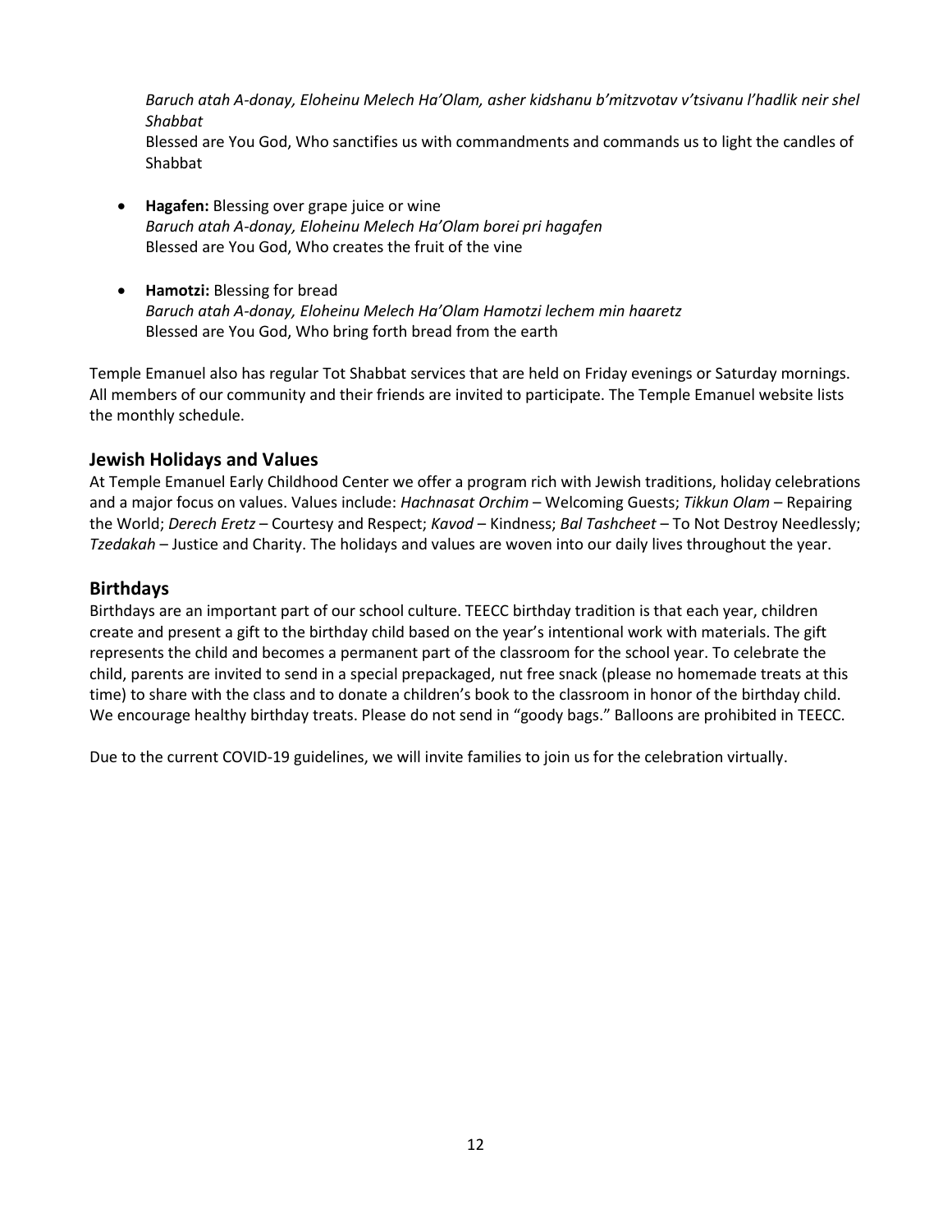*Baruch atah A-donay, Eloheinu Melech Ha'Olam, asher kidshanu b'mitzvotav v'tsivanu l'hadlik neir shel Shabbat*
Blessed are You God, Who sanctifies us with commandments and commands us to light the candles of Shabbat

- **Hagafen:** Blessing over grape juice or wine
  *Baruch atah A-donay, Eloheinu Melech Ha'Olam borei pri hagafen*
  Blessed are You God, Who creates the fruit of the vine

- **Hamotzi:** Blessing for bread
  *Baruch atah A-donay, Eloheinu Melech Ha'Olam Hamotzi lechem min haaretz*
  Blessed are You God, Who bring forth bread from the earth

Temple Emanuel also has regular Tot Shabbat services that are held on Friday evenings or Saturday mornings. All members of our community and their friends are invited to participate. The Temple Emanuel website lists the monthly schedule.

## Jewish Holidays and Values

At Temple Emanuel Early Childhood Center we offer a program rich with Jewish traditions, holiday celebrations and a major focus on values. Values include: *Hachnasat Orchim* – Welcoming Guests; *Tikkun Olam* – Repairing the World; *Derech Eretz* – Courtesy and Respect; *Kavod* – Kindness; *Bal Tashcheet* – To Not Destroy Needlessly; *Tzedakah* – Justice and Charity. The holidays and values are woven into our daily lives throughout the year.

## Birthdays

Birthdays are an important part of our school culture. TEECC birthday tradition is that each year, children create and present a gift to the birthday child based on the year's intentional work with materials. The gift represents the child and becomes a permanent part of the classroom for the school year. To celebrate the child, parents are invited to send in a special prepackaged, nut free snack (please no homemade treats at this time) to share with the class and to donate a children's book to the classroom in honor of the birthday child. We encourage healthy birthday treats. Please do not send in "goody bags." Balloons are prohibited in TEECC.

Due to the current COVID-19 guidelines, we will invite families to join us for the celebration virtually.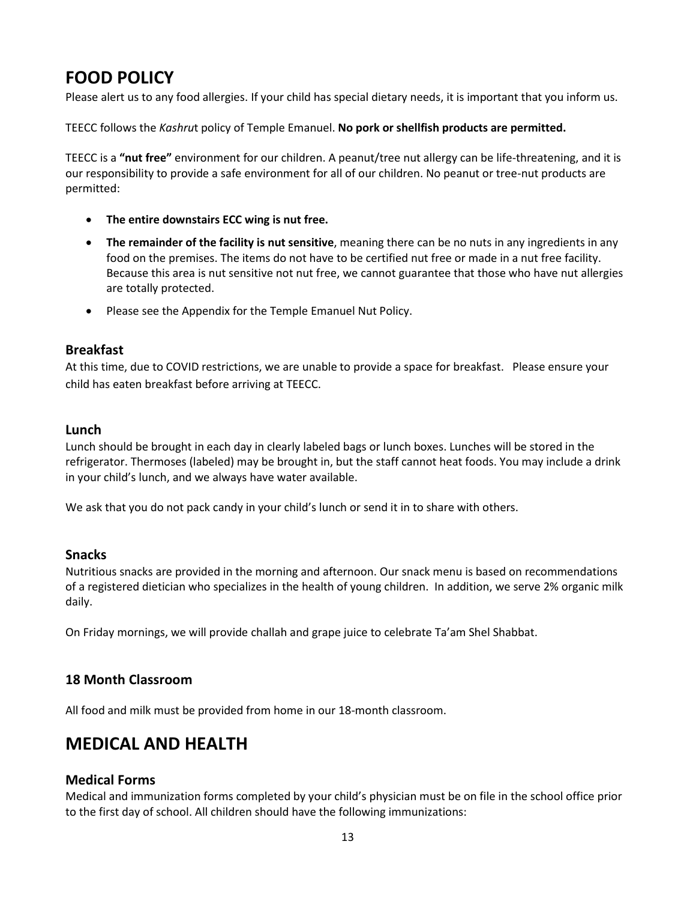# FOOD POLICY

Please alert us to any food allergies. If your child has special dietary needs, it is important that you inform us.

TEECC follows the *Kashru*t policy of Temple Emanuel. **No pork or shellfish products are permitted.**

TEECC is a **"nut free"** environment for our children. A peanut/tree nut allergy can be life-threatening, and it is our responsibility to provide a safe environment for all of our children. No peanut or tree-nut products are permitted:

- **The entire downstairs ECC wing is nut free.**
- **The remainder of the facility is nut sensitive**, meaning there can be no nuts in any ingredients in any food on the premises. The items do not have to be certified nut free or made in a nut free facility. Because this area is nut sensitive not nut free, we cannot guarantee that those who have nut allergies are totally protected.
- Please see the Appendix for the Temple Emanuel Nut Policy.

## Breakfast

At this time, due to COVID restrictions, we are unable to provide a space for breakfast. Please ensure your child has eaten breakfast before arriving at TEECC.

## Lunch

Lunch should be brought in each day in clearly labeled bags or lunch boxes. Lunches will be stored in the refrigerator. Thermoses (labeled) may be brought in, but the staff cannot heat foods. You may include a drink in your child's lunch, and we always have water available.

We ask that you do not pack candy in your child's lunch or send it in to share with others.

## Snacks

Nutritious snacks are provided in the morning and afternoon. Our snack menu is based on recommendations of a registered dietician who specializes in the health of young children. In addition, we serve 2% organic milk daily.

On Friday mornings, we will provide challah and grape juice to celebrate Ta'am Shel Shabbat.

## 18 Month Classroom

All food and milk must be provided from home in our 18-month classroom.

# MEDICAL AND HEALTH

## Medical Forms

Medical and immunization forms completed by your child's physician must be on file in the school office prior to the first day of school. All children should have the following immunizations: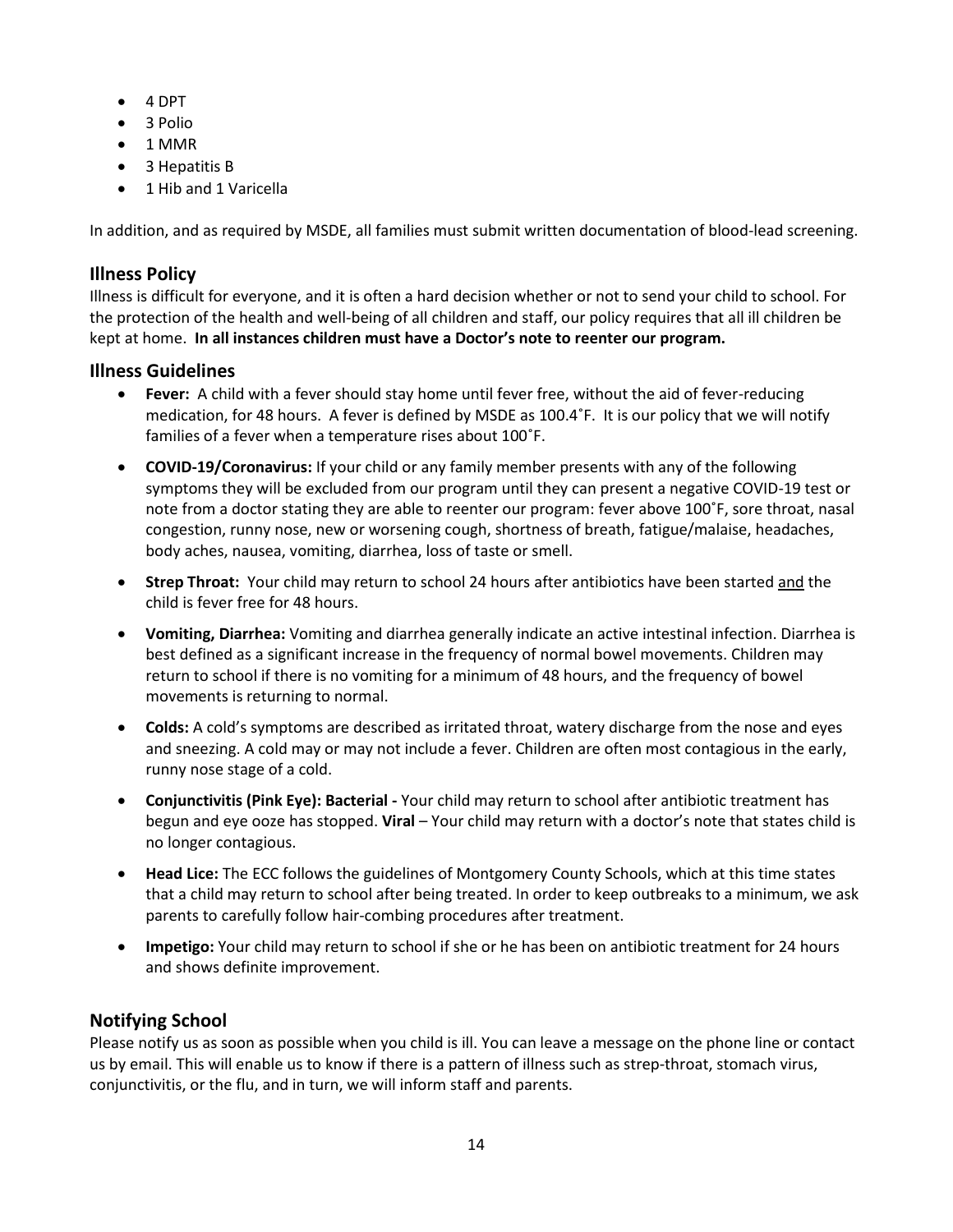- 4 DPT
- 3 Polio
- 1 MMR
- 3 Hepatitis B
- 1 Hib and 1 Varicella

In addition, and as required by MSDE, all families must submit written documentation of blood-lead screening.

## Illness Policy

Illness is difficult for everyone, and it is often a hard decision whether or not to send your child to school. For the protection of the health and well-being of all children and staff, our policy requires that all ill children be kept at home. **In all instances children must have a Doctor's note to reenter our program.**

## Illness Guidelines

- **Fever:** A child with a fever should stay home until fever free, without the aid of fever-reducing medication, for 48 hours. A fever is defined by MSDE as 100.4˚F. It is our policy that we will notify families of a fever when a temperature rises about 100˚F.
- **COVID-19/Coronavirus:** If your child or any family member presents with any of the following symptoms they will be excluded from our program until they can present a negative COVID-19 test or note from a doctor stating they are able to reenter our program: fever above 100˚F, sore throat, nasal congestion, runny nose, new or worsening cough, shortness of breath, fatigue/malaise, headaches, body aches, nausea, vomiting, diarrhea, loss of taste or smell.
- **Strep Throat:** Your child may return to school 24 hours after antibiotics have been started and the child is fever free for 48 hours.
- **Vomiting, Diarrhea:** Vomiting and diarrhea generally indicate an active intestinal infection. Diarrhea is best defined as a significant increase in the frequency of normal bowel movements. Children may return to school if there is no vomiting for a minimum of 48 hours, and the frequency of bowel movements is returning to normal.
- **Colds:** A cold's symptoms are described as irritated throat, watery discharge from the nose and eyes and sneezing. A cold may or may not include a fever. Children are often most contagious in the early, runny nose stage of a cold.
- **Conjunctivitis (Pink Eye): Bacterial -** Your child may return to school after antibiotic treatment has begun and eye ooze has stopped. **Viral** – Your child may return with a doctor's note that states child is no longer contagious.
- **Head Lice:** The ECC follows the guidelines of Montgomery County Schools, which at this time states that a child may return to school after being treated. In order to keep outbreaks to a minimum, we ask parents to carefully follow hair-combing procedures after treatment.
- **Impetigo:** Your child may return to school if she or he has been on antibiotic treatment for 24 hours and shows definite improvement.

## Notifying School

Please notify us as soon as possible when you child is ill. You can leave a message on the phone line or contact us by email. This will enable us to know if there is a pattern of illness such as strep-throat, stomach virus, conjunctivitis, or the flu, and in turn, we will inform staff and parents.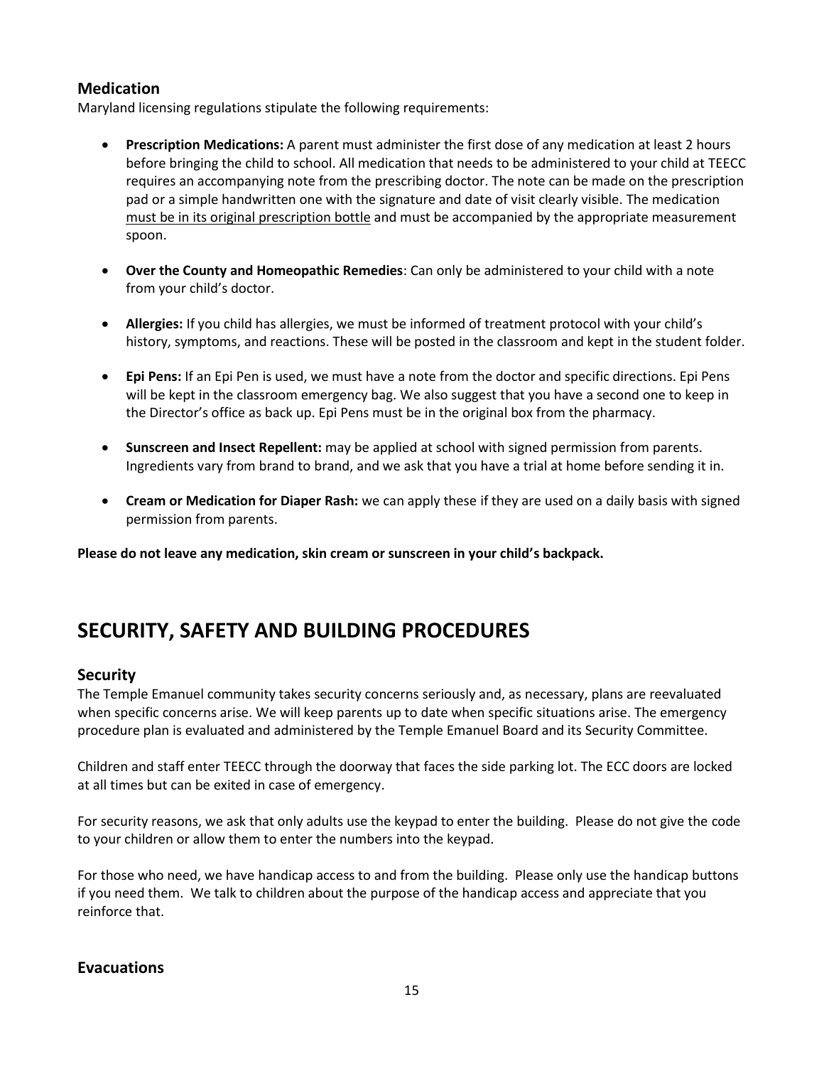### Medication

Maryland licensing regulations stipulate the following requirements:

- **Prescription Medications:** A parent must administer the first dose of any medication at least 2 hours before bringing the child to school. All medication that needs to be administered to your child at TEECC requires an accompanying note from the prescribing doctor. The note can be made on the prescription pad or a simple handwritten one with the signature and date of visit clearly visible. The medication must be in its original prescription bottle and must be accompanied by the appropriate measurement spoon.

- **Over the County and Homeopathic Remedies**: Can only be administered to your child with a note from your child's doctor.

- **Allergies:** If you child has allergies, we must be informed of treatment protocol with your child's history, symptoms, and reactions. These will be posted in the classroom and kept in the student folder.

- **Epi Pens:** If an Epi Pen is used, we must have a note from the doctor and specific directions. Epi Pens will be kept in the classroom emergency bag. We also suggest that you have a second one to keep in the Director's office as back up. Epi Pens must be in the original box from the pharmacy.

- **Sunscreen and Insect Repellent:** may be applied at school with signed permission from parents. Ingredients vary from brand to brand, and we ask that you have a trial at home before sending it in.

- **Cream or Medication for Diaper Rash:** we can apply these if they are used on a daily basis with signed permission from parents.

**Please do not leave any medication, skin cream or sunscreen in your child's backpack.**

## SECURITY, SAFETY AND BUILDING PROCEDURES

### Security

The Temple Emanuel community takes security concerns seriously and, as necessary, plans are reevaluated when specific concerns arise. We will keep parents up to date when specific situations arise. The emergency procedure plan is evaluated and administered by the Temple Emanuel Board and its Security Committee.

Children and staff enter TEECC through the doorway that faces the side parking lot. The ECC doors are locked at all times but can be exited in case of emergency.

For security reasons, we ask that only adults use the keypad to enter the building. Please do not give the code to your children or allow them to enter the numbers into the keypad.

For those who need, we have handicap access to and from the building. Please only use the handicap buttons if you need them. We talk to children about the purpose of the handicap access and appreciate that you reinforce that.

### Evacuations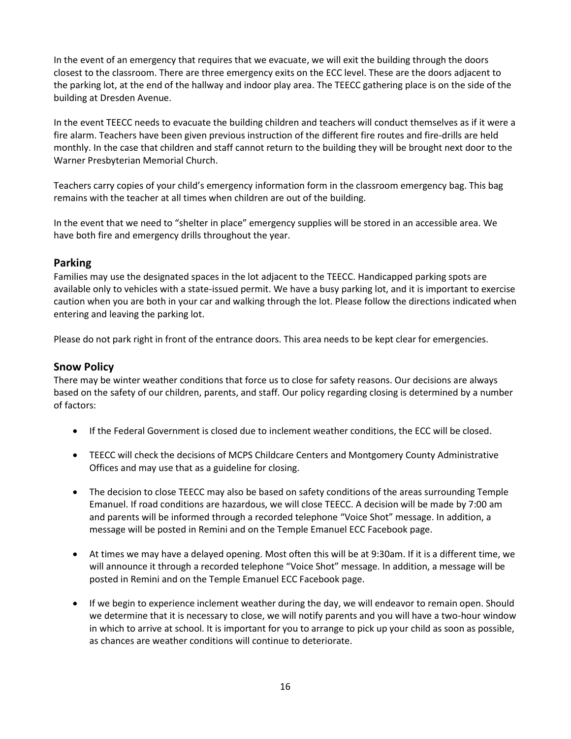In the event of an emergency that requires that we evacuate, we will exit the building through the doors closest to the classroom. There are three emergency exits on the ECC level. These are the doors adjacent to the parking lot, at the end of the hallway and indoor play area. The TEECC gathering place is on the side of the building at Dresden Avenue.

In the event TEECC needs to evacuate the building children and teachers will conduct themselves as if it were a fire alarm. Teachers have been given previous instruction of the different fire routes and fire-drills are held monthly. In the case that children and staff cannot return to the building they will be brought next door to the Warner Presbyterian Memorial Church.

Teachers carry copies of your child's emergency information form in the classroom emergency bag. This bag remains with the teacher at all times when children are out of the building.

In the event that we need to "shelter in place" emergency supplies will be stored in an accessible area. We have both fire and emergency drills throughout the year.

## Parking

Families may use the designated spaces in the lot adjacent to the TEECC. Handicapped parking spots are available only to vehicles with a state-issued permit. We have a busy parking lot, and it is important to exercise caution when you are both in your car and walking through the lot. Please follow the directions indicated when entering and leaving the parking lot.

Please do not park right in front of the entrance doors. This area needs to be kept clear for emergencies.

## Snow Policy

There may be winter weather conditions that force us to close for safety reasons. Our decisions are always based on the safety of our children, parents, and staff. Our policy regarding closing is determined by a number of factors:

- If the Federal Government is closed due to inclement weather conditions, the ECC will be closed.
- TEECC will check the decisions of MCPS Childcare Centers and Montgomery County Administrative Offices and may use that as a guideline for closing.
- The decision to close TEECC may also be based on safety conditions of the areas surrounding Temple Emanuel. If road conditions are hazardous, we will close TEECC. A decision will be made by 7:00 am and parents will be informed through a recorded telephone "Voice Shot" message. In addition, a message will be posted in Remini and on the Temple Emanuel ECC Facebook page.
- At times we may have a delayed opening. Most often this will be at 9:30am. If it is a different time, we will announce it through a recorded telephone "Voice Shot" message. In addition, a message will be posted in Remini and on the Temple Emanuel ECC Facebook page.
- If we begin to experience inclement weather during the day, we will endeavor to remain open. Should we determine that it is necessary to close, we will notify parents and you will have a two-hour window in which to arrive at school. It is important for you to arrange to pick up your child as soon as possible, as chances are weather conditions will continue to deteriorate.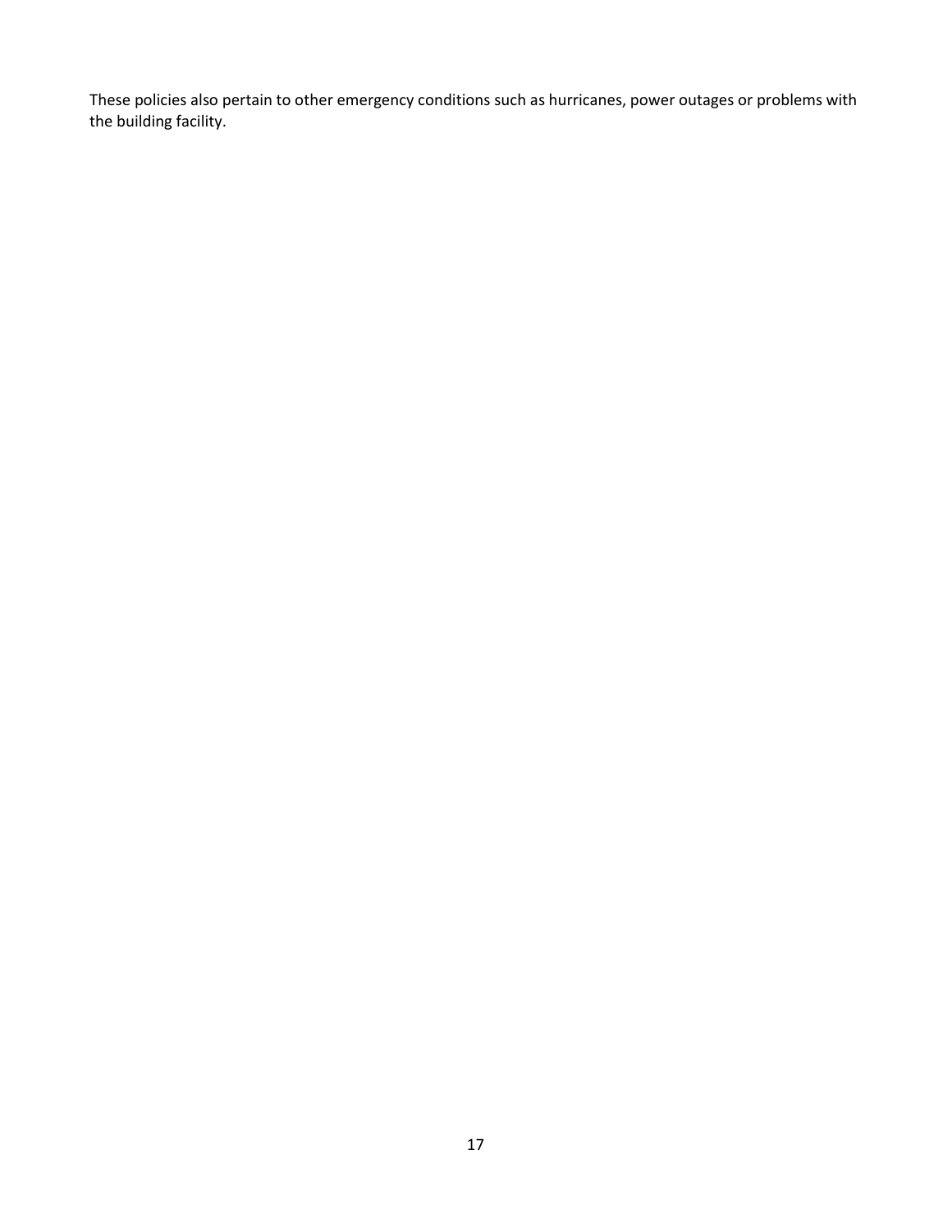These policies also pertain to other emergency conditions such as hurricanes, power outages or problems with the building facility.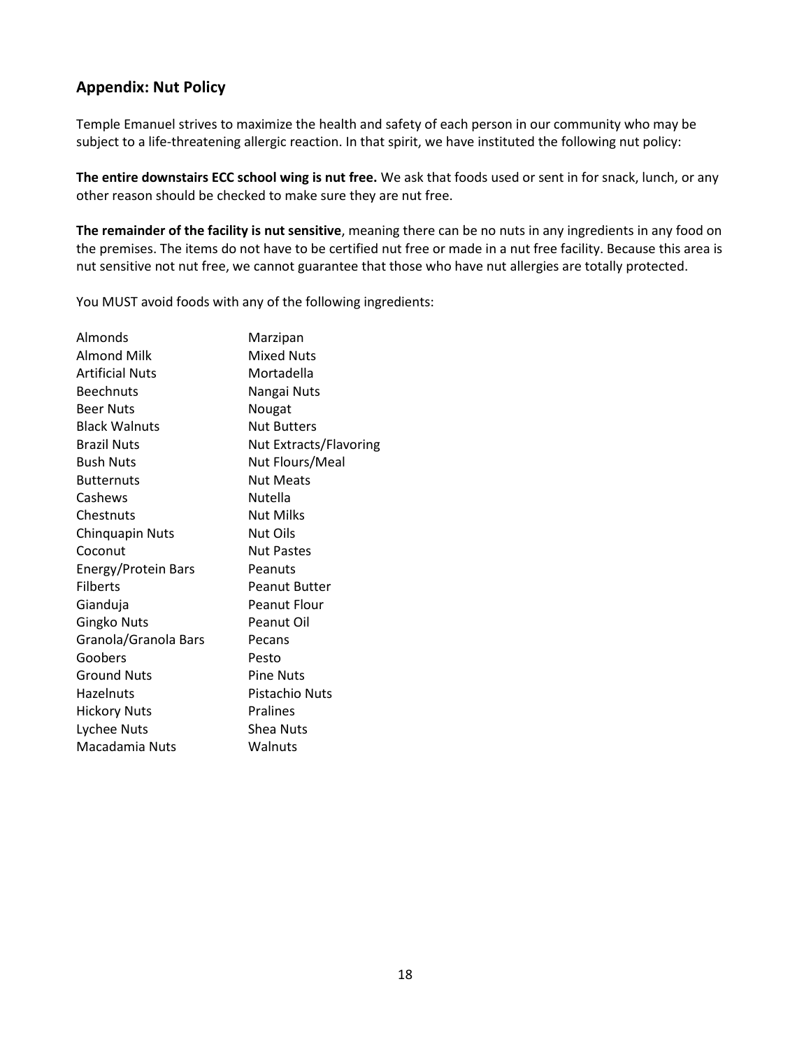## Appendix: Nut Policy

Temple Emanuel strives to maximize the health and safety of each person in our community who may be subject to a life-threatening allergic reaction. In that spirit, we have instituted the following nut policy:

**The entire downstairs ECC school wing is nut free.** We ask that foods used or sent in for snack, lunch, or any other reason should be checked to make sure they are nut free.

**The remainder of the facility is nut sensitive**, meaning there can be no nuts in any ingredients in any food on the premises. The items do not have to be certified nut free or made in a nut free facility. Because this area is nut sensitive not nut free, we cannot guarantee that those who have nut allergies are totally protected.

You MUST avoid foods with any of the following ingredients:

| | |
|---|---|
| Almonds | Marzipan |
| Almond Milk | Mixed Nuts |
| Artificial Nuts | Mortadella |
| Beechnuts | Nangai Nuts |
| Beer Nuts | Nougat |
| Black Walnuts | Nut Butters |
| Brazil Nuts | Nut Extracts/Flavoring |
| Bush Nuts | Nut Flours/Meal |
| Butternuts | Nut Meats |
| Cashews | Nutella |
| Chestnuts | Nut Milks |
| Chinquapin Nuts | Nut Oils |
| Coconut | Nut Pastes |
| Energy/Protein Bars | Peanuts |
| Filberts | Peanut Butter |
| Gianduja | Peanut Flour |
| Gingko Nuts | Peanut Oil |
| Granola/Granola Bars | Pecans |
| Goobers | Pesto |
| Ground Nuts | Pine Nuts |
| Hazelnuts | Pistachio Nuts |
| Hickory Nuts | Pralines |
| Lychee Nuts | Shea Nuts |
| Macadamia Nuts | Walnuts |